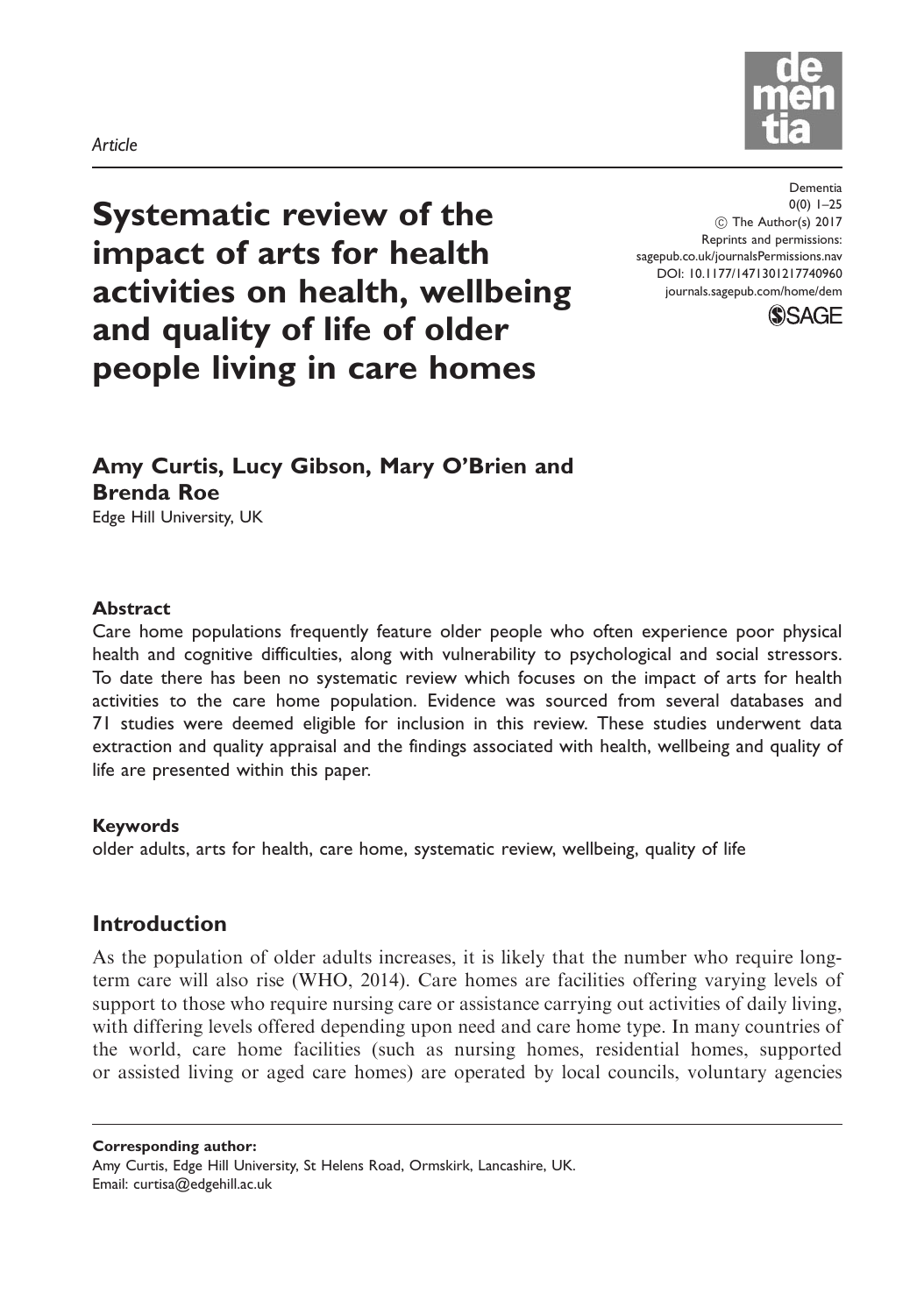*Article*

# Systematic review of the impact of arts for health activities on health, wellbeing and quality of life of older people living in care homes

Dementia
0(0) 1–25
© The Author(s) 2017
Reprints and permissions: sagepub.co.uk/journalsPermissions.nav
DOI: 10.1177/1471301217740960
journals.sagepub.com/home/dem

**Amy Curtis, Lucy Gibson, Mary O'Brien and Brenda Roe**

Edge Hill University, UK

## Abstract

Care home populations frequently feature older people who often experience poor physical health and cognitive difficulties, along with vulnerability to psychological and social stressors. To date there has been no systematic review which focuses on the impact of arts for health activities to the care home population. Evidence was sourced from several databases and 71 studies were deemed eligible for inclusion in this review. These studies underwent data extraction and quality appraisal and the findings associated with health, wellbeing and quality of life are presented within this paper.

## Keywords

older adults, arts for health, care home, systematic review, wellbeing, quality of life

## Introduction

As the population of older adults increases, it is likely that the number who require long-term care will also rise (WHO, 2014). Care homes are facilities offering varying levels of support to those who require nursing care or assistance carrying out activities of daily living, with differing levels offered depending upon need and care home type. In many countries of the world, care home facilities (such as nursing homes, residential homes, supported or assisted living or aged care homes) are operated by local councils, voluntary agencies

**Corresponding author:**
Amy Curtis, Edge Hill University, St Helens Road, Ormskirk, Lancashire, UK.
Email: curtisa@edgehill.ac.uk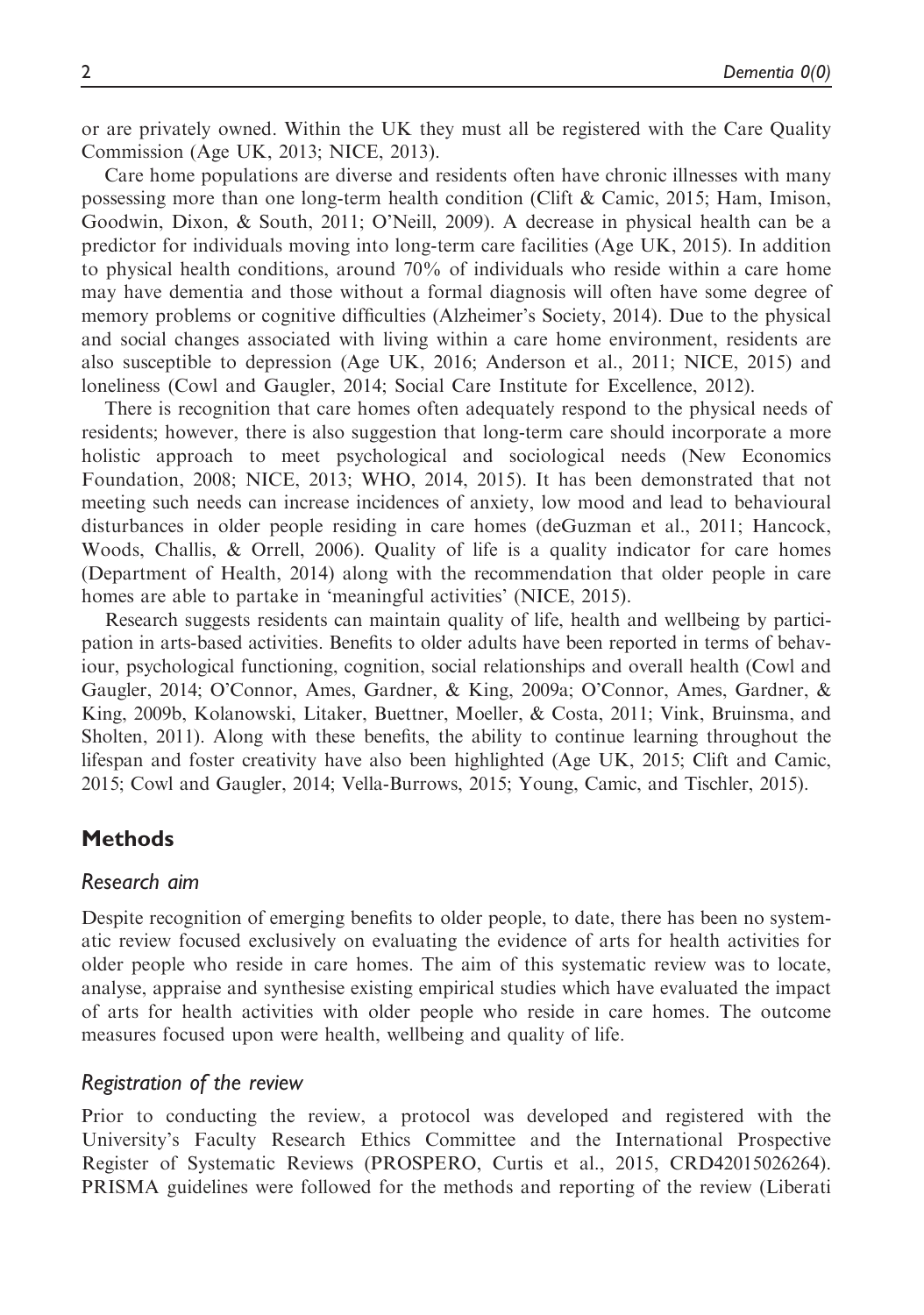or are privately owned. Within the UK they must all be registered with the Care Quality Commission (Age UK, 2013; NICE, 2013).

Care home populations are diverse and residents often have chronic illnesses with many possessing more than one long-term health condition (Clift & Camic, 2015; Ham, Imison, Goodwin, Dixon, & South, 2011; O'Neill, 2009). A decrease in physical health can be a predictor for individuals moving into long-term care facilities (Age UK, 2015). In addition to physical health conditions, around 70% of individuals who reside within a care home may have dementia and those without a formal diagnosis will often have some degree of memory problems or cognitive difficulties (Alzheimer's Society, 2014). Due to the physical and social changes associated with living within a care home environment, residents are also susceptible to depression (Age UK, 2016; Anderson et al., 2011; NICE, 2015) and loneliness (Cowl and Gaugler, 2014; Social Care Institute for Excellence, 2012).

There is recognition that care homes often adequately respond to the physical needs of residents; however, there is also suggestion that long-term care should incorporate a more holistic approach to meet psychological and sociological needs (New Economics Foundation, 2008; NICE, 2013; WHO, 2014, 2015). It has been demonstrated that not meeting such needs can increase incidences of anxiety, low mood and lead to behavioural disturbances in older people residing in care homes (deGuzman et al., 2011; Hancock, Woods, Challis, & Orrell, 2006). Quality of life is a quality indicator for care homes (Department of Health, 2014) along with the recommendation that older people in care homes are able to partake in 'meaningful activities' (NICE, 2015).

Research suggests residents can maintain quality of life, health and wellbeing by participation in arts-based activities. Benefits to older adults have been reported in terms of behaviour, psychological functioning, cognition, social relationships and overall health (Cowl and Gaugler, 2014; O'Connor, Ames, Gardner, & King, 2009a; O'Connor, Ames, Gardner, & King, 2009b, Kolanowski, Litaker, Buettner, Moeller, & Costa, 2011; Vink, Bruinsma, and Sholten, 2011). Along with these benefits, the ability to continue learning throughout the lifespan and foster creativity have also been highlighted (Age UK, 2015; Clift and Camic, 2015; Cowl and Gaugler, 2014; Vella-Burrows, 2015; Young, Camic, and Tischler, 2015).

## Methods

### *Research aim*

Despite recognition of emerging benefits to older people, to date, there has been no systematic review focused exclusively on evaluating the evidence of arts for health activities for older people who reside in care homes. The aim of this systematic review was to locate, analyse, appraise and synthesise existing empirical studies which have evaluated the impact of arts for health activities with older people who reside in care homes. The outcome measures focused upon were health, wellbeing and quality of life.

### *Registration of the review*

Prior to conducting the review, a protocol was developed and registered with the University's Faculty Research Ethics Committee and the International Prospective Register of Systematic Reviews (PROSPERO, Curtis et al., 2015, CRD42015026264). PRISMA guidelines were followed for the methods and reporting of the review (Liberati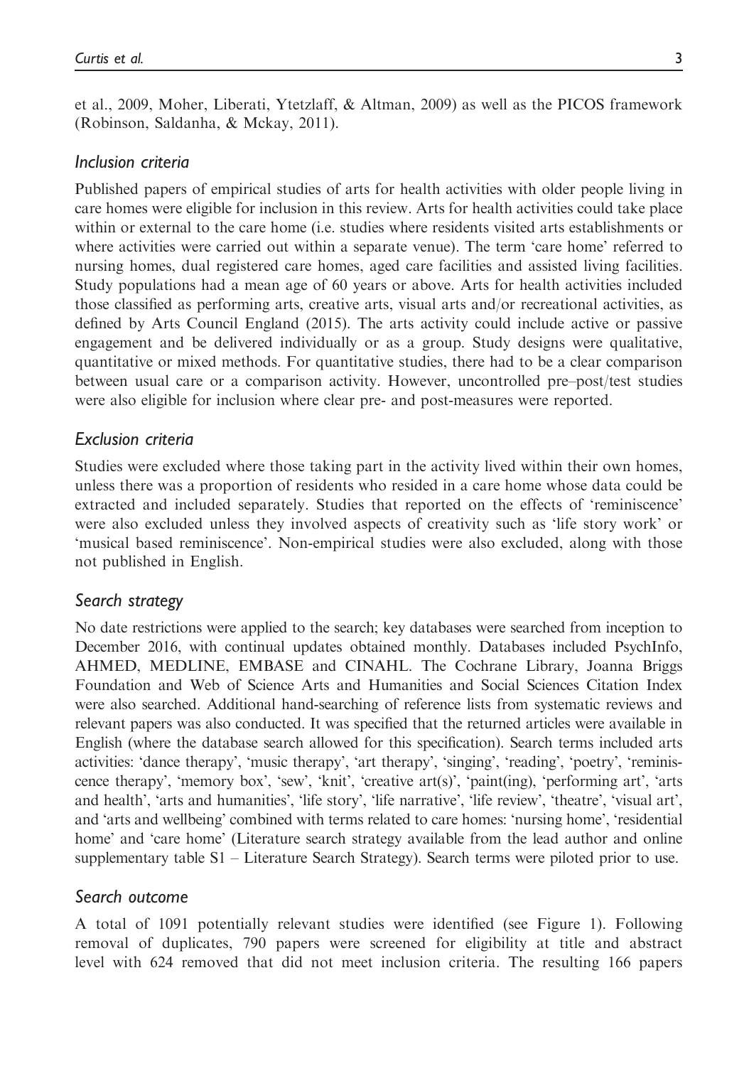et al., 2009, Moher, Liberati, Ytetzlaff, & Altman, 2009) as well as the PICOS framework (Robinson, Saldanha, & Mckay, 2011).

### *Inclusion criteria*

Published papers of empirical studies of arts for health activities with older people living in care homes were eligible for inclusion in this review. Arts for health activities could take place within or external to the care home (i.e. studies where residents visited arts establishments or where activities were carried out within a separate venue). The term 'care home' referred to nursing homes, dual registered care homes, aged care facilities and assisted living facilities. Study populations had a mean age of 60 years or above. Arts for health activities included those classified as performing arts, creative arts, visual arts and/or recreational activities, as defined by Arts Council England (2015). The arts activity could include active or passive engagement and be delivered individually or as a group. Study designs were qualitative, quantitative or mixed methods. For quantitative studies, there had to be a clear comparison between usual care or a comparison activity. However, uncontrolled pre–post/test studies were also eligible for inclusion where clear pre- and post-measures were reported.

### *Exclusion criteria*

Studies were excluded where those taking part in the activity lived within their own homes, unless there was a proportion of residents who resided in a care home whose data could be extracted and included separately. Studies that reported on the effects of 'reminiscence' were also excluded unless they involved aspects of creativity such as 'life story work' or 'musical based reminiscence'. Non-empirical studies were also excluded, along with those not published in English.

### *Search strategy*

No date restrictions were applied to the search; key databases were searched from inception to December 2016, with continual updates obtained monthly. Databases included PsychInfo, AHMED, MEDLINE, EMBASE and CINAHL. The Cochrane Library, Joanna Briggs Foundation and Web of Science Arts and Humanities and Social Sciences Citation Index were also searched. Additional hand-searching of reference lists from systematic reviews and relevant papers was also conducted. It was specified that the returned articles were available in English (where the database search allowed for this specification). Search terms included arts activities: 'dance therapy', 'music therapy', 'art therapy', 'singing', 'reading', 'poetry', 'reminiscence therapy', 'memory box', 'sew', 'knit', 'creative art(s)', 'paint(ing), 'performing art', 'arts and health', 'arts and humanities', 'life story', 'life narrative', 'life review', 'theatre', 'visual art', and 'arts and wellbeing' combined with terms related to care homes: 'nursing home', 'residential home' and 'care home' (Literature search strategy available from the lead author and online supplementary table S1 – Literature Search Strategy). Search terms were piloted prior to use.

### *Search outcome*

A total of 1091 potentially relevant studies were identified (see Figure 1). Following removal of duplicates, 790 papers were screened for eligibility at title and abstract level with 624 removed that did not meet inclusion criteria. The resulting 166 papers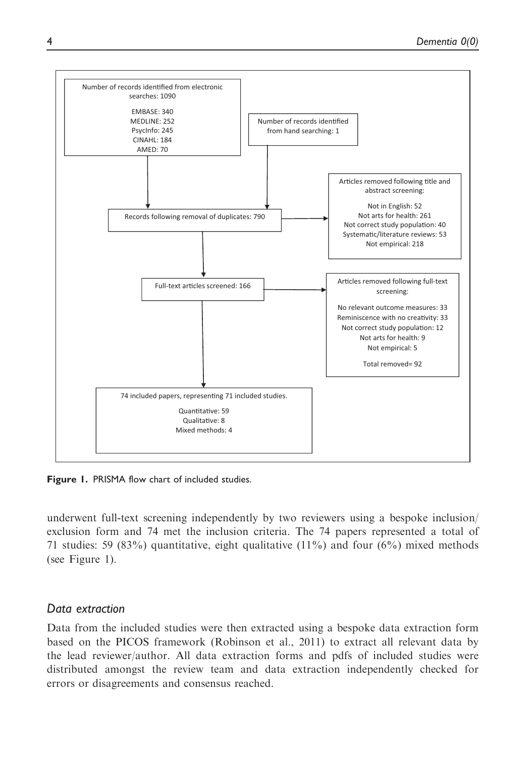Number of records identified from electronic searches: 1090

EMBASE: 340
MEDLINE: 252
PsycInfo: 245
CINAHL: 184
AMED: 70

Number of records identified from hand searching: 1

Records following removal of duplicates: 790

Articles removed following title and abstract screening:

Not in English: 52
Not arts for health: 261
Not correct study population: 40
Systematic/literature reviews: 53
Not empirical: 218

Full-text articles screened: 166

Articles removed following full-text screening:

No relevant outcome measures: 33
Reminiscence with no creativity: 33
Not correct study population: 12
Not arts for health: 9
Not empirical: 5

Total removed= 92

74 included papers, representing 71 included studies.

Quantitative: 59
Qualitative: 8
Mixed methods: 4

**Figure 1.** PRISMA flow chart of included studies.

underwent full-text screening independently by two reviewers using a bespoke inclusion/exclusion form and 74 met the inclusion criteria. The 74 papers represented a total of 71 studies: 59 (83%) quantitative, eight qualitative (11%) and four (6%) mixed methods (see Figure 1).

## *Data extraction*

Data from the included studies were then extracted using a bespoke data extraction form based on the PICOS framework (Robinson et al., 2011) to extract all relevant data by the lead reviewer/author. All data extraction forms and pdfs of included studies were distributed amongst the review team and data extraction independently checked for errors or disagreements and consensus reached.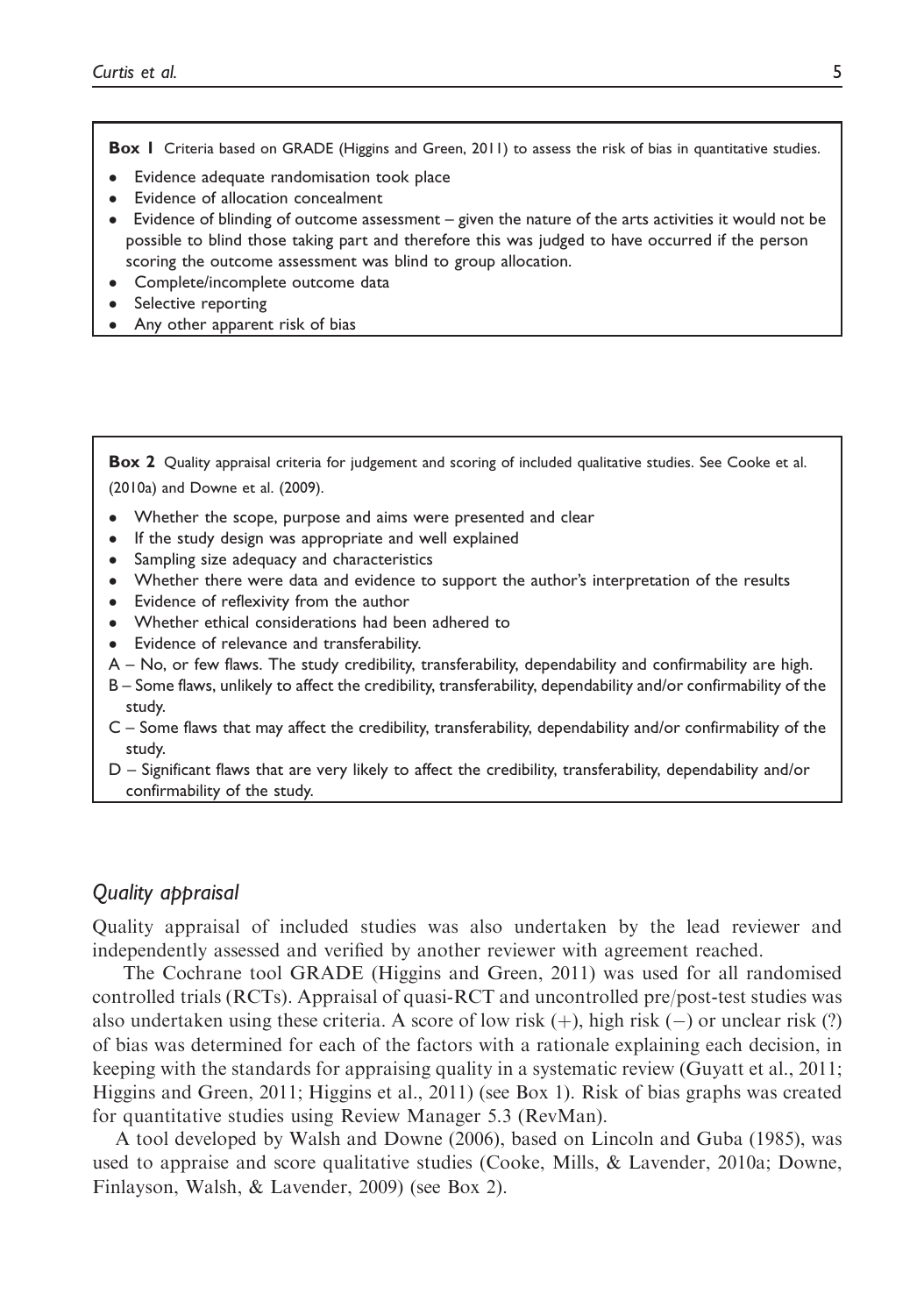**Box 1** Criteria based on GRADE (Higgins and Green, 2011) to assess the risk of bias in quantitative studies.

- Evidence adequate randomisation took place
- Evidence of allocation concealment
- Evidence of blinding of outcome assessment – given the nature of the arts activities it would not be possible to blind those taking part and therefore this was judged to have occurred if the person scoring the outcome assessment was blind to group allocation.
- Complete/incomplete outcome data
- Selective reporting
- Any other apparent risk of bias

**Box 2** Quality appraisal criteria for judgement and scoring of included qualitative studies. See Cooke et al. (2010a) and Downe et al. (2009).

- Whether the scope, purpose and aims were presented and clear
- If the study design was appropriate and well explained
- Sampling size adequacy and characteristics
- Whether there were data and evidence to support the author's interpretation of the results
- Evidence of reflexivity from the author
- Whether ethical considerations had been adhered to
- Evidence of relevance and transferability.

A – No, or few flaws. The study credibility, transferability, dependability and confirmability are high.
B – Some flaws, unlikely to affect the credibility, transferability, dependability and/or confirmability of the study.
C – Some flaws that may affect the credibility, transferability, dependability and/or confirmability of the study.
D – Significant flaws that are very likely to affect the credibility, transferability, dependability and/or confirmability of the study.

## *Quality appraisal*

Quality appraisal of included studies was also undertaken by the lead reviewer and independently assessed and verified by another reviewer with agreement reached.

The Cochrane tool GRADE (Higgins and Green, 2011) was used for all randomised controlled trials (RCTs). Appraisal of quasi-RCT and uncontrolled pre/post-test studies was also undertaken using these criteria. A score of low risk (+), high risk (−) or unclear risk (?) of bias was determined for each of the factors with a rationale explaining each decision, in keeping with the standards for appraising quality in a systematic review (Guyatt et al., 2011; Higgins and Green, 2011; Higgins et al., 2011) (see Box 1). Risk of bias graphs was created for quantitative studies using Review Manager 5.3 (RevMan).

A tool developed by Walsh and Downe (2006), based on Lincoln and Guba (1985), was used to appraise and score qualitative studies (Cooke, Mills, & Lavender, 2010a; Downe, Finlayson, Walsh, & Lavender, 2009) (see Box 2).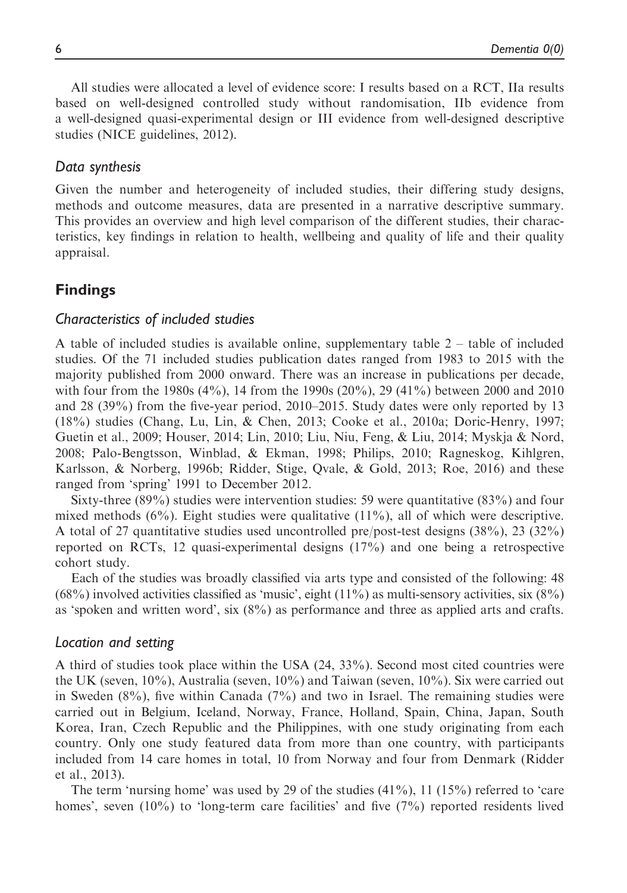All studies were allocated a level of evidence score: I results based on a RCT, IIa results based on well-designed controlled study without randomisation, IIb evidence from a well-designed quasi-experimental design or III evidence from well-designed descriptive studies (NICE guidelines, 2012).

### *Data synthesis*

Given the number and heterogeneity of included studies, their differing study designs, methods and outcome measures, data are presented in a narrative descriptive summary. This provides an overview and high level comparison of the different studies, their characteristics, key findings in relation to health, wellbeing and quality of life and their quality appraisal.

## Findings

### *Characteristics of included studies*

A table of included studies is available online, supplementary table 2 – table of included studies. Of the 71 included studies publication dates ranged from 1983 to 2015 with the majority published from 2000 onward. There was an increase in publications per decade, with four from the 1980s (4%), 14 from the 1990s (20%), 29 (41%) between 2000 and 2010 and 28 (39%) from the five-year period, 2010–2015. Study dates were only reported by 13 (18%) studies (Chang, Lu, Lin, & Chen, 2013; Cooke et al., 2010a; Doric-Henry, 1997; Guetin et al., 2009; Houser, 2014; Lin, 2010; Liu, Niu, Feng, & Liu, 2014; Myskja & Nord, 2008; Palo-Bengtsson, Winblad, & Ekman, 1998; Philips, 2010; Ragneskog, Kihlgren, Karlsson, & Norberg, 1996b; Ridder, Stige, Qvale, & Gold, 2013; Roe, 2016) and these ranged from 'spring' 1991 to December 2012.

Sixty-three (89%) studies were intervention studies: 59 were quantitative (83%) and four mixed methods (6%). Eight studies were qualitative (11%), all of which were descriptive. A total of 27 quantitative studies used uncontrolled pre/post-test designs (38%), 23 (32%) reported on RCTs, 12 quasi-experimental designs (17%) and one being a retrospective cohort study.

Each of the studies was broadly classified via arts type and consisted of the following: 48 (68%) involved activities classified as 'music', eight (11%) as multi-sensory activities, six (8%) as 'spoken and written word', six (8%) as performance and three as applied arts and crafts.

### *Location and setting*

A third of studies took place within the USA (24, 33%). Second most cited countries were the UK (seven, 10%), Australia (seven, 10%) and Taiwan (seven, 10%). Six were carried out in Sweden (8%), five within Canada (7%) and two in Israel. The remaining studies were carried out in Belgium, Iceland, Norway, France, Holland, Spain, China, Japan, South Korea, Iran, Czech Republic and the Philippines, with one study originating from each country. Only one study featured data from more than one country, with participants included from 14 care homes in total, 10 from Norway and four from Denmark (Ridder et al., 2013).

The term 'nursing home' was used by 29 of the studies (41%), 11 (15%) referred to 'care homes', seven (10%) to 'long-term care facilities' and five (7%) reported residents lived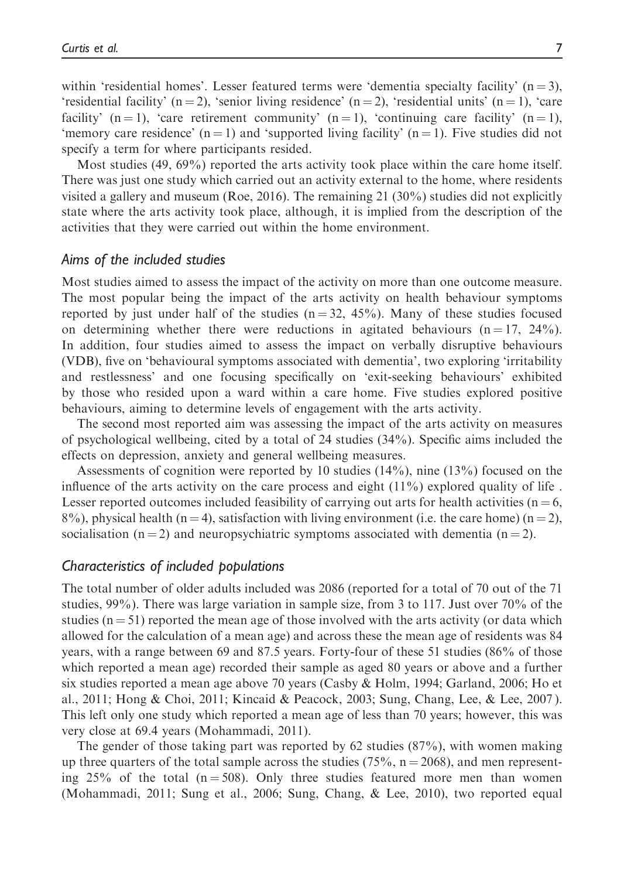within 'residential homes'. Lesser featured terms were 'dementia specialty facility' (n = 3), 'residential facility' (n = 2), 'senior living residence' (n = 2), 'residential units' (n = 1), 'care facility' (n = 1), 'care retirement community' (n = 1), 'continuing care facility' (n = 1), 'memory care residence' (n = 1) and 'supported living facility' (n = 1). Five studies did not specify a term for where participants resided.

Most studies (49, 69%) reported the arts activity took place within the care home itself. There was just one study which carried out an activity external to the home, where residents visited a gallery and museum (Roe, 2016). The remaining 21 (30%) studies did not explicitly state where the arts activity took place, although, it is implied from the description of the activities that they were carried out within the home environment.

### *Aims of the included studies*

Most studies aimed to assess the impact of the activity on more than one outcome measure. The most popular being the impact of the arts activity on health behaviour symptoms reported by just under half of the studies (n = 32, 45%). Many of these studies focused on determining whether there were reductions in agitated behaviours (n = 17, 24%). In addition, four studies aimed to assess the impact on verbally disruptive behaviours (VDB), five on 'behavioural symptoms associated with dementia', two exploring 'irritability and restlessness' and one focusing specifically on 'exit-seeking behaviours' exhibited by those who resided upon a ward within a care home. Five studies explored positive behaviours, aiming to determine levels of engagement with the arts activity.

The second most reported aim was assessing the impact of the arts activity on measures of psychological wellbeing, cited by a total of 24 studies (34%). Specific aims included the effects on depression, anxiety and general wellbeing measures.

Assessments of cognition were reported by 10 studies (14%), nine (13%) focused on the influence of the arts activity on the care process and eight (11%) explored quality of life . Lesser reported outcomes included feasibility of carrying out arts for health activities (n = 6, 8%), physical health (n = 4), satisfaction with living environment (i.e. the care home) (n = 2), socialisation (n = 2) and neuropsychiatric symptoms associated with dementia (n = 2).

### *Characteristics of included populations*

The total number of older adults included was 2086 (reported for a total of 70 out of the 71 studies, 99%). There was large variation in sample size, from 3 to 117. Just over 70% of the studies (n = 51) reported the mean age of those involved with the arts activity (or data which allowed for the calculation of a mean age) and across these the mean age of residents was 84 years, with a range between 69 and 87.5 years. Forty-four of these 51 studies (86% of those which reported a mean age) recorded their sample as aged 80 years or above and a further six studies reported a mean age above 70 years (Casby & Holm, 1994; Garland, 2006; Ho et al., 2011; Hong & Choi, 2011; Kincaid & Peacock, 2003; Sung, Chang, Lee, & Lee, 2007 ). This left only one study which reported a mean age of less than 70 years; however, this was very close at 69.4 years (Mohammadi, 2011).

The gender of those taking part was reported by 62 studies (87%), with women making up three quarters of the total sample across the studies (75%, n = 2068), and men representing 25% of the total (n = 508). Only three studies featured more men than women (Mohammadi, 2011; Sung et al., 2006; Sung, Chang, & Lee, 2010), two reported equal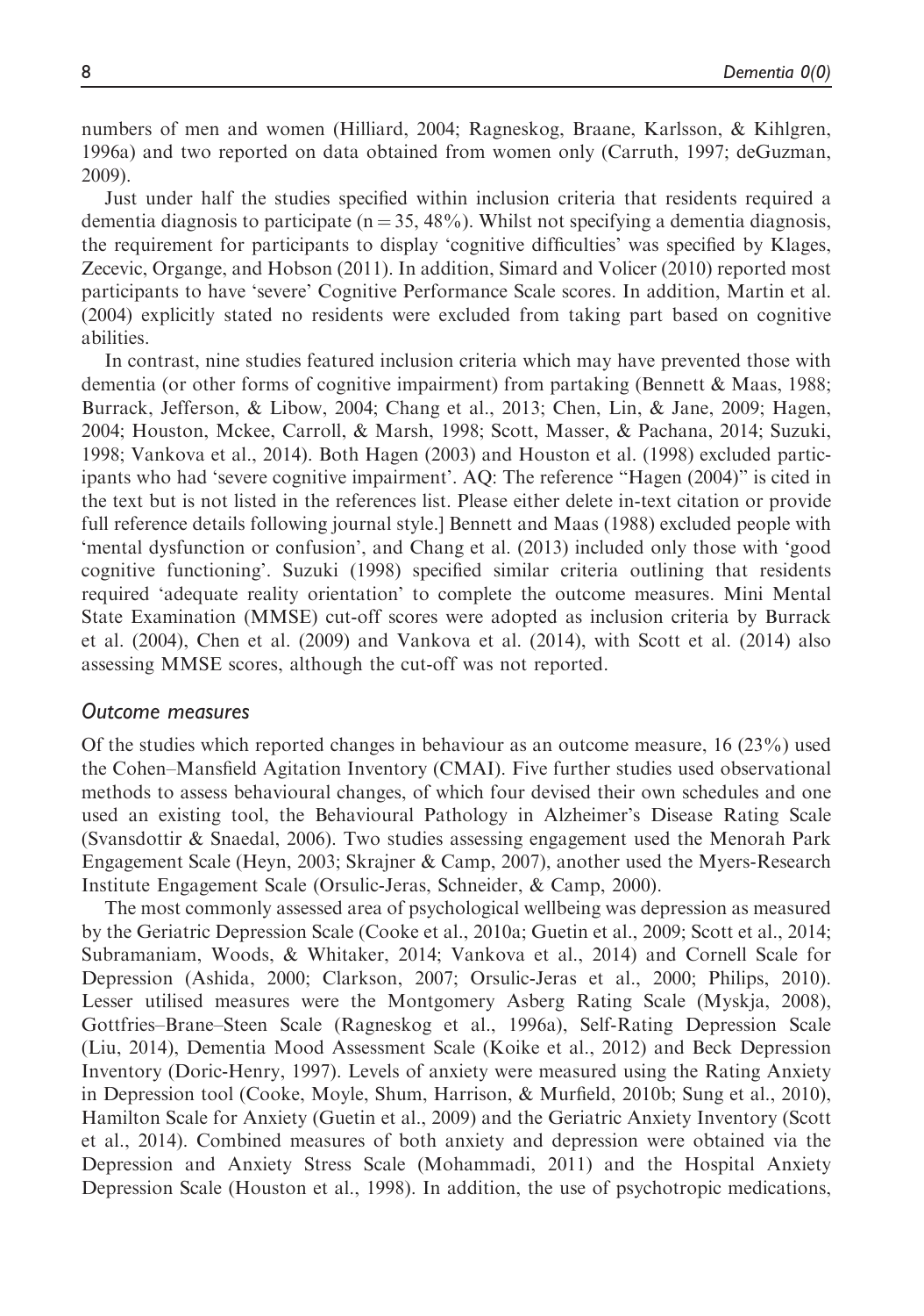numbers of men and women (Hilliard, 2004; Ragneskog, Braane, Karlsson, & Kihlgren, 1996a) and two reported on data obtained from women only (Carruth, 1997; deGuzman, 2009).

Just under half the studies specified within inclusion criteria that residents required a dementia diagnosis to participate (n = 35, 48%). Whilst not specifying a dementia diagnosis, the requirement for participants to display 'cognitive difficulties' was specified by Klages, Zecevic, Organge, and Hobson (2011). In addition, Simard and Volicer (2010) reported most participants to have 'severe' Cognitive Performance Scale scores. In addition, Martin et al. (2004) explicitly stated no residents were excluded from taking part based on cognitive abilities.

In contrast, nine studies featured inclusion criteria which may have prevented those with dementia (or other forms of cognitive impairment) from partaking (Bennett & Maas, 1988; Burrack, Jefferson, & Libow, 2004; Chang et al., 2013; Chen, Lin, & Jane, 2009; Hagen, 2004; Houston, Mckee, Carroll, & Marsh, 1998; Scott, Masser, & Pachana, 2014; Suzuki, 1998; Vankova et al., 2014). Both Hagen (2003) and Houston et al. (1998) excluded participants who had 'severe cognitive impairment'. AQ: The reference "Hagen (2004)" is cited in the text but is not listed in the references list. Please either delete in-text citation or provide full reference details following journal style.] Bennett and Maas (1988) excluded people with 'mental dysfunction or confusion', and Chang et al. (2013) included only those with 'good cognitive functioning'. Suzuki (1998) specified similar criteria outlining that residents required 'adequate reality orientation' to complete the outcome measures. Mini Mental State Examination (MMSE) cut-off scores were adopted as inclusion criteria by Burrack et al. (2004), Chen et al. (2009) and Vankova et al. (2014), with Scott et al. (2014) also assessing MMSE scores, although the cut-off was not reported.

### *Outcome measures*

Of the studies which reported changes in behaviour as an outcome measure, 16 (23%) used the Cohen–Mansfield Agitation Inventory (CMAI). Five further studies used observational methods to assess behavioural changes, of which four devised their own schedules and one used an existing tool, the Behavioural Pathology in Alzheimer's Disease Rating Scale (Svansdottir & Snaedal, 2006). Two studies assessing engagement used the Menorah Park Engagement Scale (Heyn, 2003; Skrajner & Camp, 2007), another used the Myers-Research Institute Engagement Scale (Orsulic-Jeras, Schneider, & Camp, 2000).

The most commonly assessed area of psychological wellbeing was depression as measured by the Geriatric Depression Scale (Cooke et al., 2010a; Guetin et al., 2009; Scott et al., 2014; Subramaniam, Woods, & Whitaker, 2014; Vankova et al., 2014) and Cornell Scale for Depression (Ashida, 2000; Clarkson, 2007; Orsulic-Jeras et al., 2000; Philips, 2010). Lesser utilised measures were the Montgomery Asberg Rating Scale (Myskja, 2008), Gottfries–Brane–Steen Scale (Ragneskog et al., 1996a), Self-Rating Depression Scale (Liu, 2014), Dementia Mood Assessment Scale (Koike et al., 2012) and Beck Depression Inventory (Doric-Henry, 1997). Levels of anxiety were measured using the Rating Anxiety in Depression tool (Cooke, Moyle, Shum, Harrison, & Murfield, 2010b; Sung et al., 2010), Hamilton Scale for Anxiety (Guetin et al., 2009) and the Geriatric Anxiety Inventory (Scott et al., 2014). Combined measures of both anxiety and depression were obtained via the Depression and Anxiety Stress Scale (Mohammadi, 2011) and the Hospital Anxiety Depression Scale (Houston et al., 1998). In addition, the use of psychotropic medications,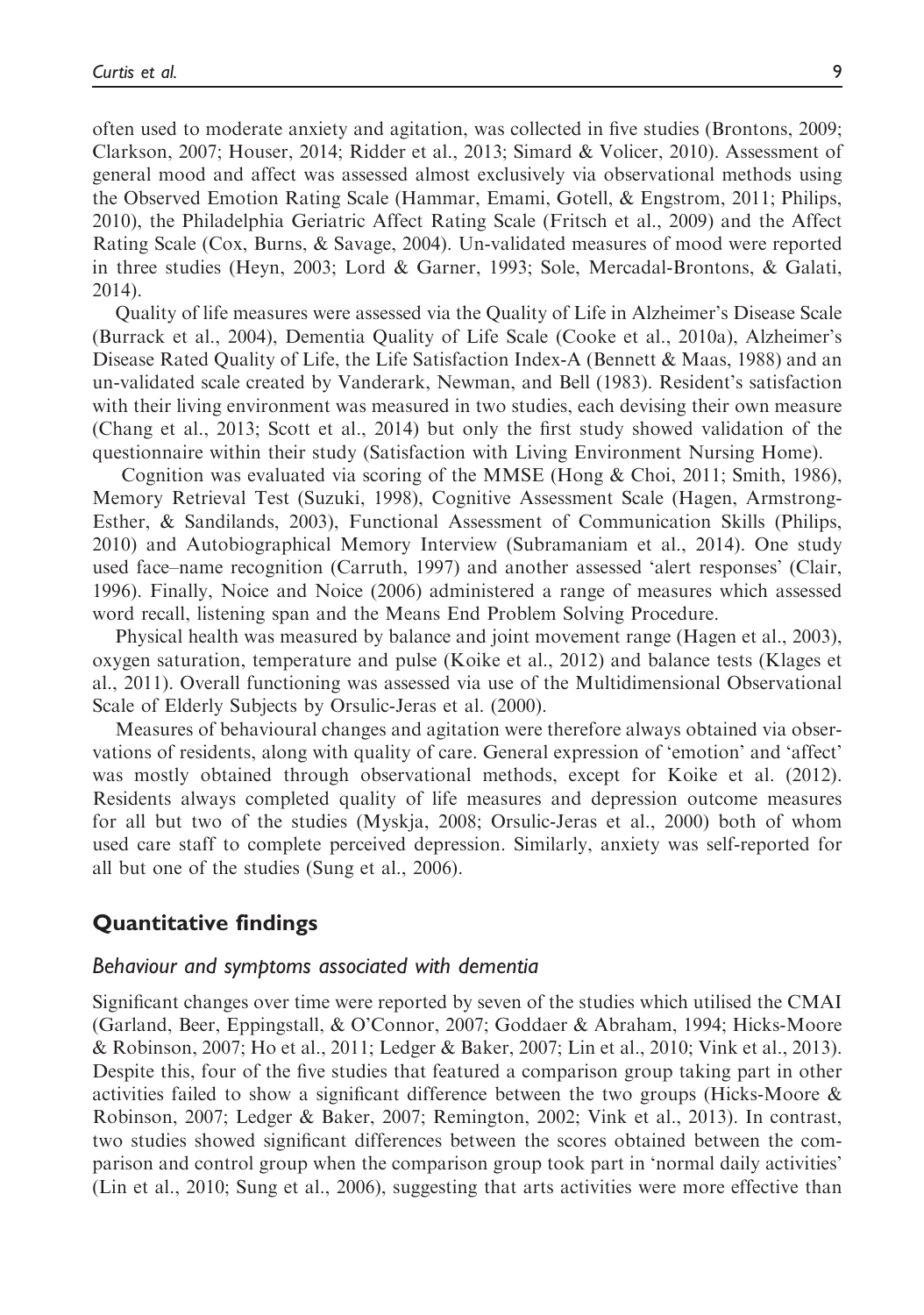often used to moderate anxiety and agitation, was collected in five studies (Brontons, 2009; Clarkson, 2007; Houser, 2014; Ridder et al., 2013; Simard & Volicer, 2010). Assessment of general mood and affect was assessed almost exclusively via observational methods using the Observed Emotion Rating Scale (Hammar, Emami, Gotell, & Engstrom, 2011; Philips, 2010), the Philadelphia Geriatric Affect Rating Scale (Fritsch et al., 2009) and the Affect Rating Scale (Cox, Burns, & Savage, 2004). Un-validated measures of mood were reported in three studies (Heyn, 2003; Lord & Garner, 1993; Sole, Mercadal-Brontons, & Galati, 2014).

Quality of life measures were assessed via the Quality of Life in Alzheimer's Disease Scale (Burrack et al., 2004), Dementia Quality of Life Scale (Cooke et al., 2010a), Alzheimer's Disease Rated Quality of Life, the Life Satisfaction Index-A (Bennett & Maas, 1988) and an un-validated scale created by Vanderark, Newman, and Bell (1983). Resident's satisfaction with their living environment was measured in two studies, each devising their own measure (Chang et al., 2013; Scott et al., 2014) but only the first study showed validation of the questionnaire within their study (Satisfaction with Living Environment Nursing Home).

Cognition was evaluated via scoring of the MMSE (Hong & Choi, 2011; Smith, 1986), Memory Retrieval Test (Suzuki, 1998), Cognitive Assessment Scale (Hagen, Armstrong-Esther, & Sandilands, 2003), Functional Assessment of Communication Skills (Philips, 2010) and Autobiographical Memory Interview (Subramaniam et al., 2014). One study used face–name recognition (Carruth, 1997) and another assessed 'alert responses' (Clair, 1996). Finally, Noice and Noice (2006) administered a range of measures which assessed word recall, listening span and the Means End Problem Solving Procedure.

Physical health was measured by balance and joint movement range (Hagen et al., 2003), oxygen saturation, temperature and pulse (Koike et al., 2012) and balance tests (Klages et al., 2011). Overall functioning was assessed via use of the Multidimensional Observational Scale of Elderly Subjects by Orsulic-Jeras et al. (2000).

Measures of behavioural changes and agitation were therefore always obtained via observations of residents, along with quality of care. General expression of 'emotion' and 'affect' was mostly obtained through observational methods, except for Koike et al. (2012). Residents always completed quality of life measures and depression outcome measures for all but two of the studies (Myskja, 2008; Orsulic-Jeras et al., 2000) both of whom used care staff to complete perceived depression. Similarly, anxiety was self-reported for all but one of the studies (Sung et al., 2006).

## Quantitative findings

### *Behaviour and symptoms associated with dementia*

Significant changes over time were reported by seven of the studies which utilised the CMAI (Garland, Beer, Eppingstall, & O'Connor, 2007; Goddaer & Abraham, 1994; Hicks-Moore & Robinson, 2007; Ho et al., 2011; Ledger & Baker, 2007; Lin et al., 2010; Vink et al., 2013). Despite this, four of the five studies that featured a comparison group taking part in other activities failed to show a significant difference between the two groups (Hicks-Moore & Robinson, 2007; Ledger & Baker, 2007; Remington, 2002; Vink et al., 2013). In contrast, two studies showed significant differences between the scores obtained between the comparison and control group when the comparison group took part in 'normal daily activities' (Lin et al., 2010; Sung et al., 2006), suggesting that arts activities were more effective than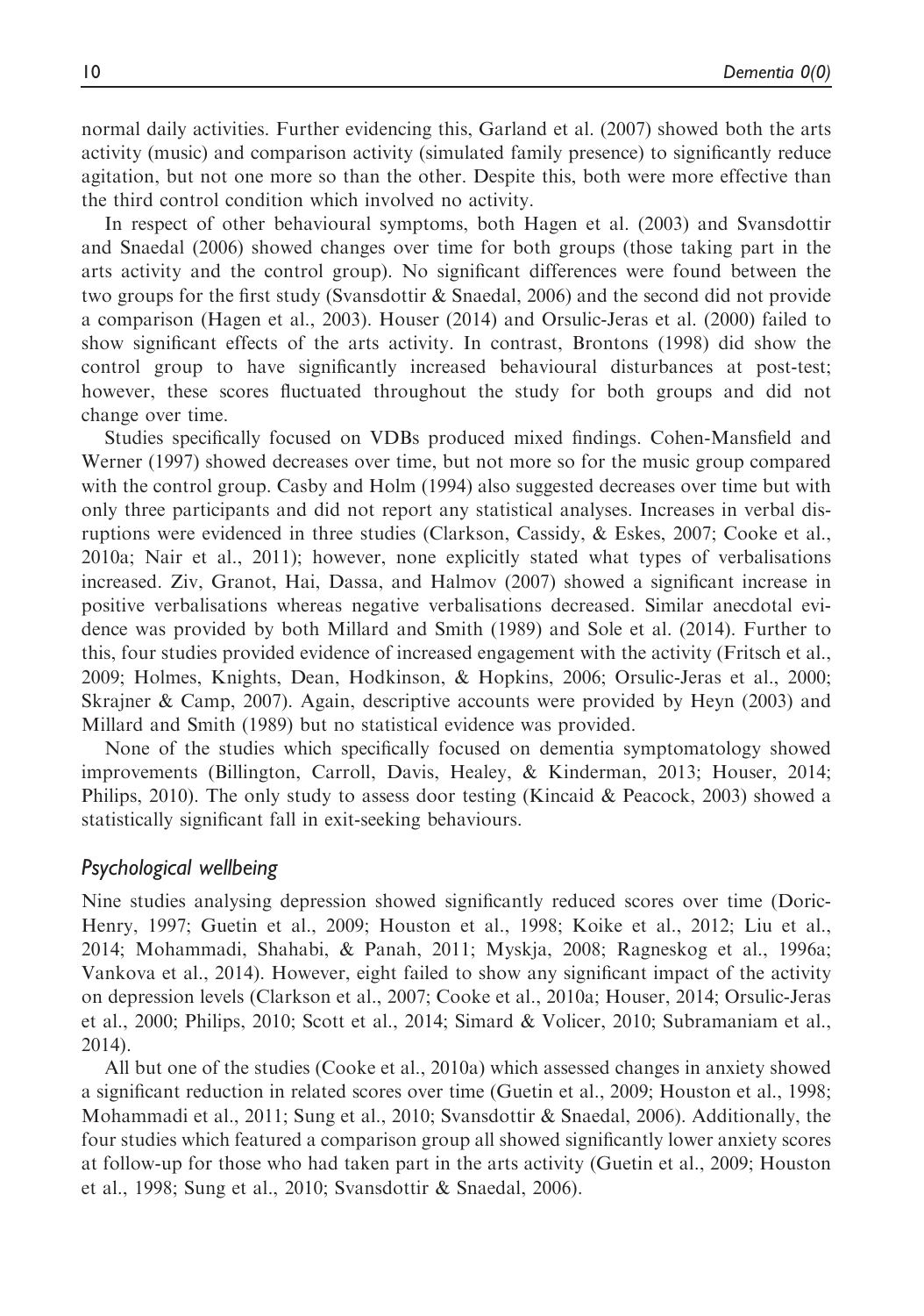normal daily activities. Further evidencing this, Garland et al. (2007) showed both the arts activity (music) and comparison activity (simulated family presence) to significantly reduce agitation, but not one more so than the other. Despite this, both were more effective than the third control condition which involved no activity.

In respect of other behavioural symptoms, both Hagen et al. (2003) and Svansdottir and Snaedal (2006) showed changes over time for both groups (those taking part in the arts activity and the control group). No significant differences were found between the two groups for the first study (Svansdottir & Snaedal, 2006) and the second did not provide a comparison (Hagen et al., 2003). Houser (2014) and Orsulic-Jeras et al. (2000) failed to show significant effects of the arts activity. In contrast, Brontons (1998) did show the control group to have significantly increased behavioural disturbances at post-test; however, these scores fluctuated throughout the study for both groups and did not change over time.

Studies specifically focused on VDBs produced mixed findings. Cohen-Mansfield and Werner (1997) showed decreases over time, but not more so for the music group compared with the control group. Casby and Holm (1994) also suggested decreases over time but with only three participants and did not report any statistical analyses. Increases in verbal disruptions were evidenced in three studies (Clarkson, Cassidy, & Eskes, 2007; Cooke et al., 2010a; Nair et al., 2011); however, none explicitly stated what types of verbalisations increased. Ziv, Granot, Hai, Dassa, and Halmov (2007) showed a significant increase in positive verbalisations whereas negative verbalisations decreased. Similar anecdotal evidence was provided by both Millard and Smith (1989) and Sole et al. (2014). Further to this, four studies provided evidence of increased engagement with the activity (Fritsch et al., 2009; Holmes, Knights, Dean, Hodkinson, & Hopkins, 2006; Orsulic-Jeras et al., 2000; Skrajner & Camp, 2007). Again, descriptive accounts were provided by Heyn (2003) and Millard and Smith (1989) but no statistical evidence was provided.

None of the studies which specifically focused on dementia symptomatology showed improvements (Billington, Carroll, Davis, Healey, & Kinderman, 2013; Houser, 2014; Philips, 2010). The only study to assess door testing (Kincaid & Peacock, 2003) showed a statistically significant fall in exit-seeking behaviours.

### *Psychological wellbeing*

Nine studies analysing depression showed significantly reduced scores over time (Doric-Henry, 1997; Guetin et al., 2009; Houston et al., 1998; Koike et al., 2012; Liu et al., 2014; Mohammadi, Shahabi, & Panah, 2011; Myskja, 2008; Ragneskog et al., 1996a; Vankova et al., 2014). However, eight failed to show any significant impact of the activity on depression levels (Clarkson et al., 2007; Cooke et al., 2010a; Houser, 2014; Orsulic-Jeras et al., 2000; Philips, 2010; Scott et al., 2014; Simard & Volicer, 2010; Subramaniam et al., 2014).

All but one of the studies (Cooke et al., 2010a) which assessed changes in anxiety showed a significant reduction in related scores over time (Guetin et al., 2009; Houston et al., 1998; Mohammadi et al., 2011; Sung et al., 2010; Svansdottir & Snaedal, 2006). Additionally, the four studies which featured a comparison group all showed significantly lower anxiety scores at follow-up for those who had taken part in the arts activity (Guetin et al., 2009; Houston et al., 1998; Sung et al., 2010; Svansdottir & Snaedal, 2006).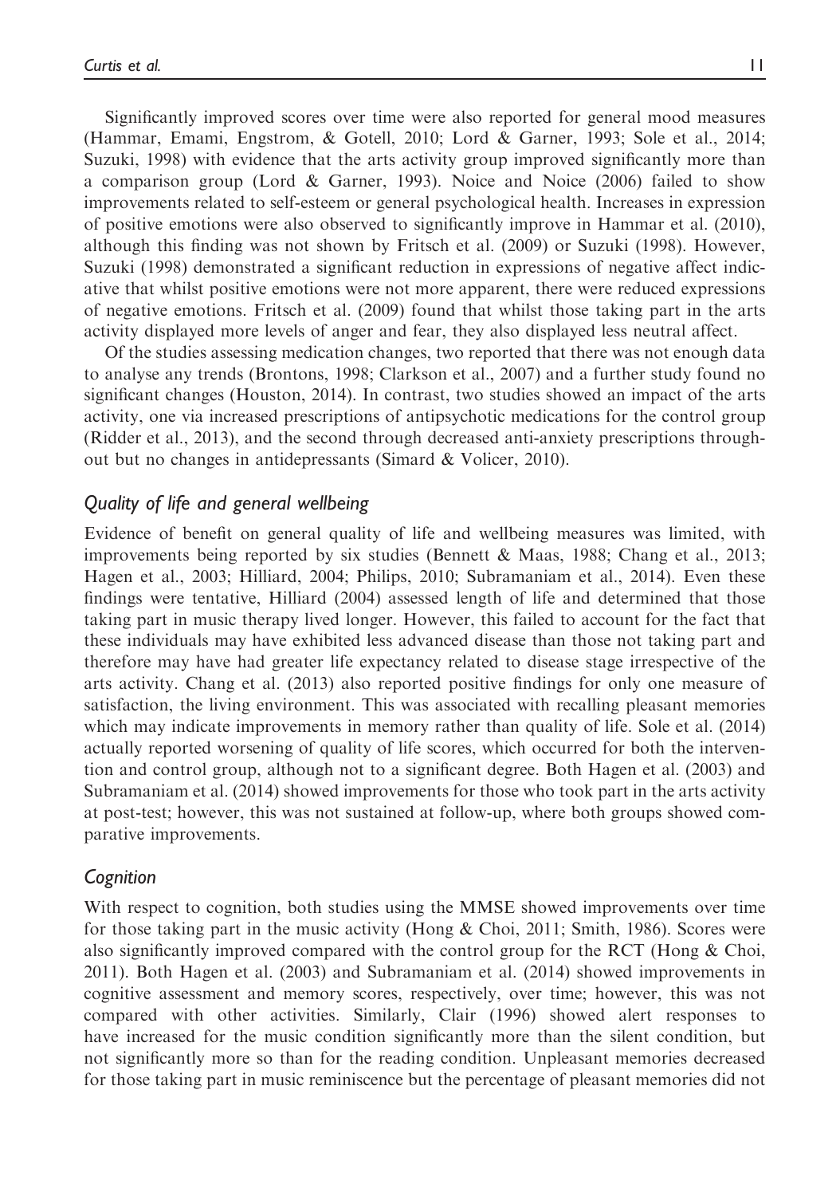Significantly improved scores over time were also reported for general mood measures (Hammar, Emami, Engstrom, & Gotell, 2010; Lord & Garner, 1993; Sole et al., 2014; Suzuki, 1998) with evidence that the arts activity group improved significantly more than a comparison group (Lord & Garner, 1993). Noice and Noice (2006) failed to show improvements related to self-esteem or general psychological health. Increases in expression of positive emotions were also observed to significantly improve in Hammar et al. (2010), although this finding was not shown by Fritsch et al. (2009) or Suzuki (1998). However, Suzuki (1998) demonstrated a significant reduction in expressions of negative affect indicative that whilst positive emotions were not more apparent, there were reduced expressions of negative emotions. Fritsch et al. (2009) found that whilst those taking part in the arts activity displayed more levels of anger and fear, they also displayed less neutral affect.

Of the studies assessing medication changes, two reported that there was not enough data to analyse any trends (Brontons, 1998; Clarkson et al., 2007) and a further study found no significant changes (Houston, 2014). In contrast, two studies showed an impact of the arts activity, one via increased prescriptions of antipsychotic medications for the control group (Ridder et al., 2013), and the second through decreased anti-anxiety prescriptions throughout but no changes in antidepressants (Simard & Volicer, 2010).

### *Quality of life and general wellbeing*

Evidence of benefit on general quality of life and wellbeing measures was limited, with improvements being reported by six studies (Bennett & Maas, 1988; Chang et al., 2013; Hagen et al., 2003; Hilliard, 2004; Philips, 2010; Subramaniam et al., 2014). Even these findings were tentative, Hilliard (2004) assessed length of life and determined that those taking part in music therapy lived longer. However, this failed to account for the fact that these individuals may have exhibited less advanced disease than those not taking part and therefore may have had greater life expectancy related to disease stage irrespective of the arts activity. Chang et al. (2013) also reported positive findings for only one measure of satisfaction, the living environment. This was associated with recalling pleasant memories which may indicate improvements in memory rather than quality of life. Sole et al. (2014) actually reported worsening of quality of life scores, which occurred for both the intervention and control group, although not to a significant degree. Both Hagen et al. (2003) and Subramaniam et al. (2014) showed improvements for those who took part in the arts activity at post-test; however, this was not sustained at follow-up, where both groups showed comparative improvements.

### *Cognition*

With respect to cognition, both studies using the MMSE showed improvements over time for those taking part in the music activity (Hong & Choi, 2011; Smith, 1986). Scores were also significantly improved compared with the control group for the RCT (Hong & Choi, 2011). Both Hagen et al. (2003) and Subramaniam et al. (2014) showed improvements in cognitive assessment and memory scores, respectively, over time; however, this was not compared with other activities. Similarly, Clair (1996) showed alert responses to have increased for the music condition significantly more than the silent condition, but not significantly more so than for the reading condition. Unpleasant memories decreased for those taking part in music reminiscence but the percentage of pleasant memories did not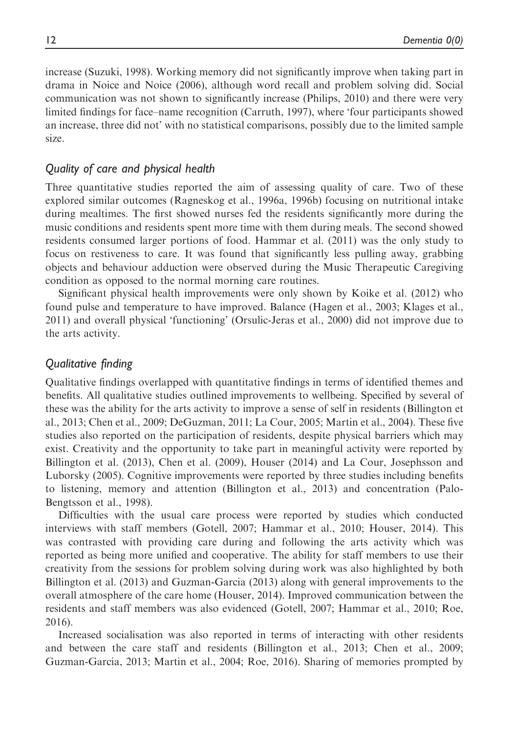increase (Suzuki, 1998). Working memory did not significantly improve when taking part in drama in Noice and Noice (2006), although word recall and problem solving did. Social communication was not shown to significantly increase (Philips, 2010) and there were very limited findings for face–name recognition (Carruth, 1997), where 'four participants showed an increase, three did not' with no statistical comparisons, possibly due to the limited sample size.

### *Quality of care and physical health*

Three quantitative studies reported the aim of assessing quality of care. Two of these explored similar outcomes (Ragneskog et al., 1996a, 1996b) focusing on nutritional intake during mealtimes. The first showed nurses fed the residents significantly more during the music conditions and residents spent more time with them during meals. The second showed residents consumed larger portions of food. Hammar et al. (2011) was the only study to focus on restiveness to care. It was found that significantly less pulling away, grabbing objects and behaviour adduction were observed during the Music Therapeutic Caregiving condition as opposed to the normal morning care routines.

Significant physical health improvements were only shown by Koike et al. (2012) who found pulse and temperature to have improved. Balance (Hagen et al., 2003; Klages et al., 2011) and overall physical 'functioning' (Orsulic-Jeras et al., 2000) did not improve due to the arts activity.

### *Qualitative finding*

Qualitative findings overlapped with quantitative findings in terms of identified themes and benefits. All qualitative studies outlined improvements to wellbeing. Specified by several of these was the ability for the arts activity to improve a sense of self in residents (Billington et al., 2013; Chen et al., 2009; DeGuzman, 2011; La Cour, 2005; Martin et al., 2004). These five studies also reported on the participation of residents, despite physical barriers which may exist. Creativity and the opportunity to take part in meaningful activity were reported by Billington et al. (2013), Chen et al. (2009), Houser (2014) and La Cour, Josephsson and Luborsky (2005). Cognitive improvements were reported by three studies including benefits to listening, memory and attention (Billington et al., 2013) and concentration (Palo-Bengtsson et al., 1998).

Difficulties with the usual care process were reported by studies which conducted interviews with staff members (Gotell, 2007; Hammar et al., 2010; Houser, 2014). This was contrasted with providing care during and following the arts activity which was reported as being more unified and cooperative. The ability for staff members to use their creativity from the sessions for problem solving during work was also highlighted by both Billington et al. (2013) and Guzman-Garcia (2013) along with general improvements to the overall atmosphere of the care home (Houser, 2014). Improved communication between the residents and staff members was also evidenced (Gotell, 2007; Hammar et al., 2010; Roe, 2016).

Increased socialisation was also reported in terms of interacting with other residents and between the care staff and residents (Billington et al., 2013; Chen et al., 2009; Guzman-Garcia, 2013; Martin et al., 2004; Roe, 2016). Sharing of memories prompted by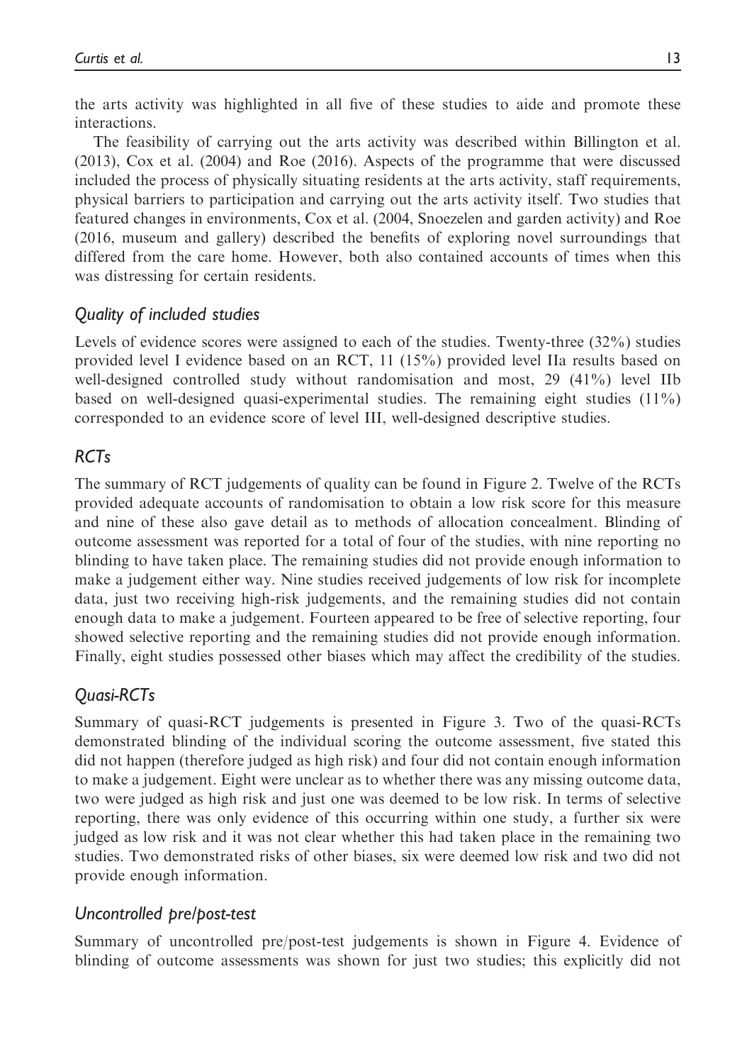the arts activity was highlighted in all five of these studies to aide and promote these interactions.

The feasibility of carrying out the arts activity was described within Billington et al. (2013), Cox et al. (2004) and Roe (2016). Aspects of the programme that were discussed included the process of physically situating residents at the arts activity, staff requirements, physical barriers to participation and carrying out the arts activity itself. Two studies that featured changes in environments, Cox et al. (2004, Snoezelen and garden activity) and Roe (2016, museum and gallery) described the benefits of exploring novel surroundings that differed from the care home. However, both also contained accounts of times when this was distressing for certain residents.

## *Quality of included studies*

Levels of evidence scores were assigned to each of the studies. Twenty-three (32%) studies provided level I evidence based on an RCT, 11 (15%) provided level IIa results based on well-designed controlled study without randomisation and most, 29 (41%) level IIb based on well-designed quasi-experimental studies. The remaining eight studies (11%) corresponded to an evidence score of level III, well-designed descriptive studies.

## *RCTs*

The summary of RCT judgements of quality can be found in Figure 2. Twelve of the RCTs provided adequate accounts of randomisation to obtain a low risk score for this measure and nine of these also gave detail as to methods of allocation concealment. Blinding of outcome assessment was reported for a total of four of the studies, with nine reporting no blinding to have taken place. The remaining studies did not provide enough information to make a judgement either way. Nine studies received judgements of low risk for incomplete data, just two receiving high-risk judgements, and the remaining studies did not contain enough data to make a judgement. Fourteen appeared to be free of selective reporting, four showed selective reporting and the remaining studies did not provide enough information. Finally, eight studies possessed other biases which may affect the credibility of the studies.

## *Quasi-RCTs*

Summary of quasi-RCT judgements is presented in Figure 3. Two of the quasi-RCTs demonstrated blinding of the individual scoring the outcome assessment, five stated this did not happen (therefore judged as high risk) and four did not contain enough information to make a judgement. Eight were unclear as to whether there was any missing outcome data, two were judged as high risk and just one was deemed to be low risk. In terms of selective reporting, there was only evidence of this occurring within one study, a further six were judged as low risk and it was not clear whether this had taken place in the remaining two studies. Two demonstrated risks of other biases, six were deemed low risk and two did not provide enough information.

## *Uncontrolled pre/post-test*

Summary of uncontrolled pre/post-test judgements is shown in Figure 4. Evidence of blinding of outcome assessments was shown for just two studies; this explicitly did not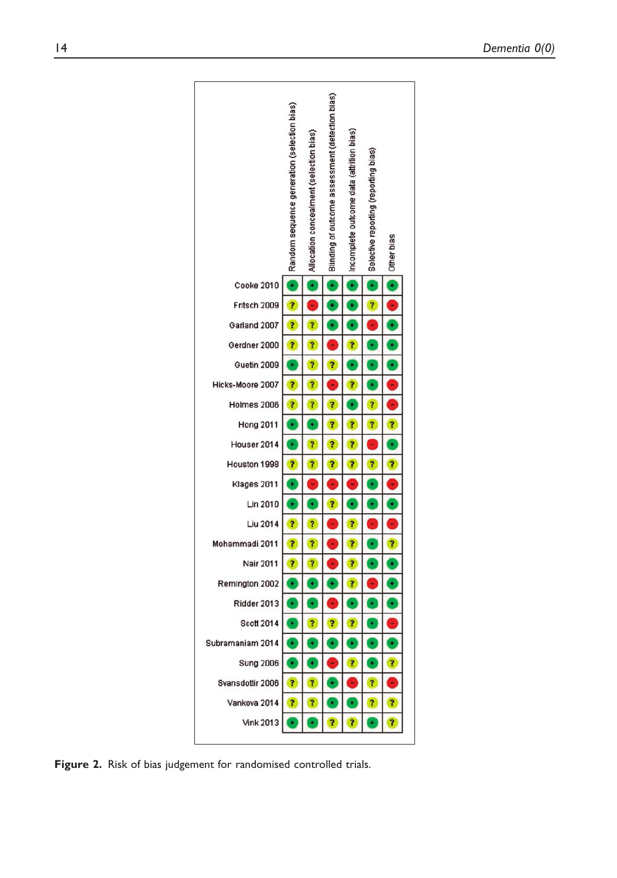| | Random sequence generation (selection bias) | Allocation concealment (selection bias) | Blinding of outcome assessment (detection bias) | Incomplete outcome data (attrition bias) | Selective reporting (reporting bias) | Other bias |
|---|---|---|---|---|---|---|
| Cooke 2010 | + | + | + | + | + | + |
| Fritsch 2009 | ? | - | + | + | ? | - |
| Garland 2007 | ? | ? | + | + | - | + |
| Gerdner 2000 | ? | ? | - | ? | + | + |
| Guetin 2009 | + | ? | ? | + | + | + |
| Hicks-Moore 2007 | ? | ? | - | ? | + | - |
| Holmes 2006 | ? | ? | ? | + | ? | - |
| Hong 2011 | + | + | ? | ? | ? | ? |
| Houser 2014 | + | ? | ? | ? | - | + |
| Houston 1998 | ? | ? | ? | ? | ? | ? |
| Klages 2011 | + | - | - | - | + | - |
| Lin 2010 | + | + | ? | + | + | + |
| Liu 2014 | ? | ? | - | ? | - | - |
| Mohammadi 2011 | ? | ? | - | ? | + | ? |
| Nair 2011 | ? | ? | - | ? | + | + |
| Remington 2002 | + | + | + | ? | - | + |
| Ridder 2013 | + | + | - | + | + | + |
| Scott 2014 | + | ? | ? | ? | + | - |
| Subramaniam 2014 | + | + | + | + | + | + |
| Sung 2006 | + | + | - | ? | + | ? |
| Svansdottir 2006 | ? | ? | + | - | ? | - |
| Vankova 2014 | ? | ? | + | + | ? | ? |
| Vink 2013 | + | + | ? | ? | + | ? |

**Figure 2.** Risk of bias judgement for randomised controlled trials.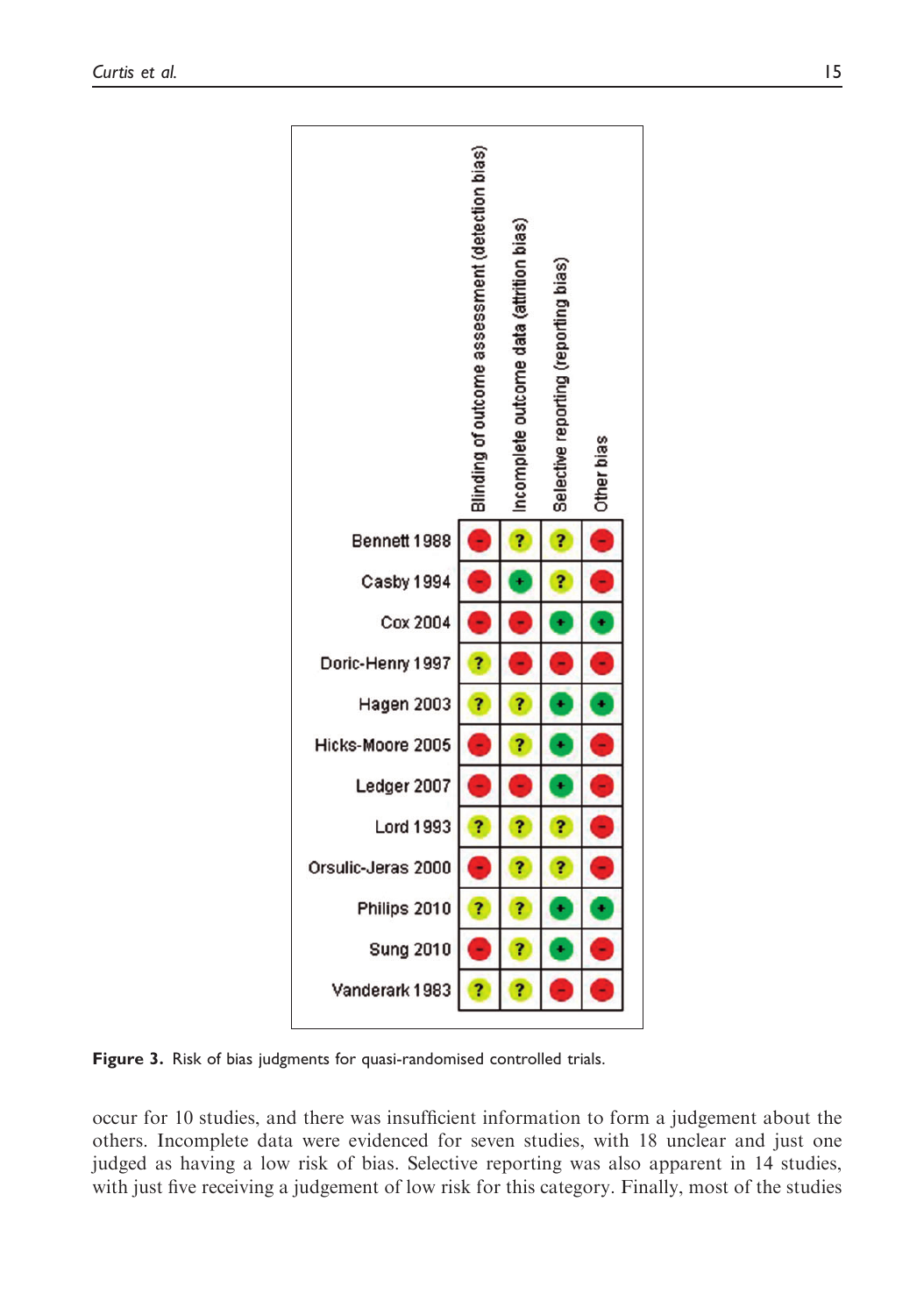| | Blinding of outcome assessment (detection bias) | Incomplete outcome data (attrition bias) | Selective reporting (reporting bias) | Other bias |
|---|---|---|---|---|
| Bennett 1988 | - | ? | ? | - |
| Casby 1994 | - | + | ? | - |
| Cox 2004 | - | - | + | + |
| Doric-Henry 1997 | ? | - | - | - |
| Hagen 2003 | ? | ? | + | + |
| Hicks-Moore 2005 | - | ? | + | - |
| Ledger 2007 | - | - | + | - |
| Lord 1993 | ? | ? | ? | - |
| Orsulic-Jeras 2000 | - | ? | ? | - |
| Philips 2010 | ? | ? | + | + |
| Sung 2010 | - | ? | + | - |
| Vanderark 1983 | ? | ? | - | - |

**Figure 3.** Risk of bias judgments for quasi-randomised controlled trials.

occur for 10 studies, and there was insufficient information to form a judgement about the others. Incomplete data were evidenced for seven studies, with 18 unclear and just one judged as having a low risk of bias. Selective reporting was also apparent in 14 studies, with just five receiving a judgement of low risk for this category. Finally, most of the studies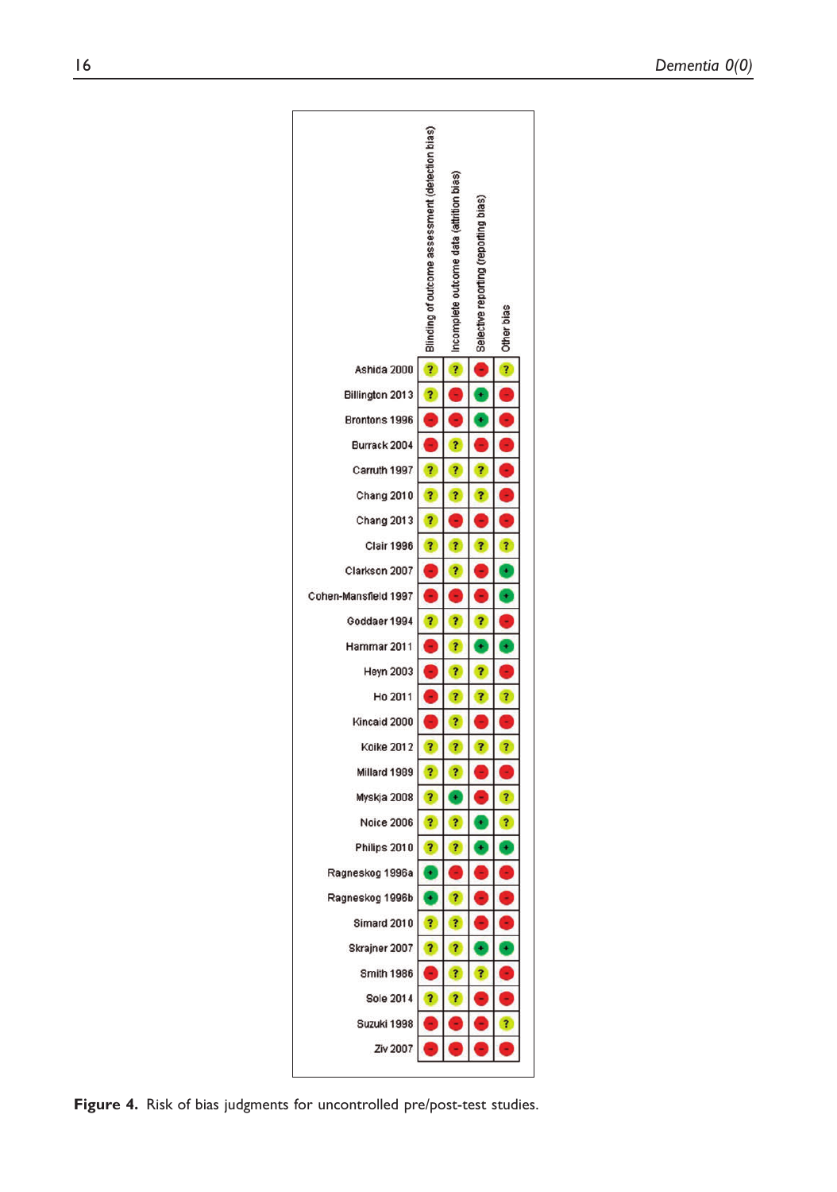| | Blinding of outcome assessment (detection bias) | Incomplete outcome data (attrition bias) | Selective reporting (reporting bias) | Other bias |
|---|---|---|---|---|
| Ashida 2000 | ? | ? | - | ? |
| Billington 2013 | ? | - | + | - |
| Brontons 1996 | - | - | + | - |
| Burrack 2004 | - | ? | - | - |
| Carruth 1997 | ? | ? | ? | - |
| Chang 2010 | ? | ? | ? | - |
| Chang 2013 | ? | - | - | - |
| Clair 1996 | ? | ? | ? | ? |
| Clarkson 2007 | - | ? | - | + |
| Cohen-Mansfield 1997 | - | - | - | + |
| Goddaer 1994 | ? | ? | ? | - |
| Hammar 2011 | - | ? | + | + |
| Heyn 2003 | - | ? | ? | - |
| Ho 2011 | - | ? | ? | ? |
| Kincaid 2000 | - | ? | - | - |
| Koike 2012 | ? | ? | ? | ? |
| Millard 1989 | ? | ? | - | - |
| Myskja 2008 | ? | + | - | ? |
| Noice 2006 | ? | ? | + | ? |
| Philips 2010 | ? | ? | + | + |
| Ragneskog 1996a | + | - | - | - |
| Ragneskog 1996b | + | ? | - | - |
| Simard 2010 | ? | ? | - | - |
| Skrajner 2007 | ? | ? | + | + |
| Smith 1986 | - | ? | ? | - |
| Sole 2014 | ? | ? | - | - |
| Suzuki 1998 | - | - | - | ? |
| Ziv 2007 | - | - | - | - |

**Figure 4.** Risk of bias judgments for uncontrolled pre/post-test studies.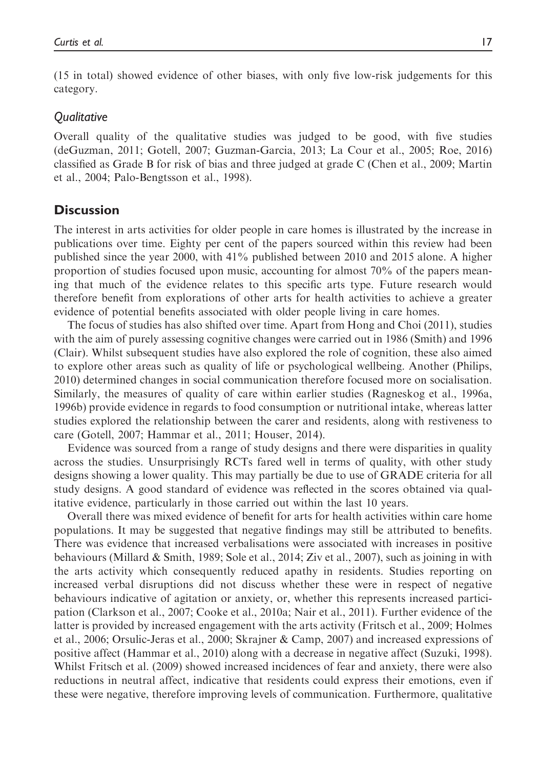(15 in total) showed evidence of other biases, with only five low-risk judgements for this category.

### *Qualitative*

Overall quality of the qualitative studies was judged to be good, with five studies (deGuzman, 2011; Gotell, 2007; Guzman-Garcia, 2013; La Cour et al., 2005; Roe, 2016) classified as Grade B for risk of bias and three judged at grade C (Chen et al., 2009; Martin et al., 2004; Palo-Bengtsson et al., 1998).

## Discussion

The interest in arts activities for older people in care homes is illustrated by the increase in publications over time. Eighty per cent of the papers sourced within this review had been published since the year 2000, with 41% published between 2010 and 2015 alone. A higher proportion of studies focused upon music, accounting for almost 70% of the papers meaning that much of the evidence relates to this specific arts type. Future research would therefore benefit from explorations of other arts for health activities to achieve a greater evidence of potential benefits associated with older people living in care homes.

The focus of studies has also shifted over time. Apart from Hong and Choi (2011), studies with the aim of purely assessing cognitive changes were carried out in 1986 (Smith) and 1996 (Clair). Whilst subsequent studies have also explored the role of cognition, these also aimed to explore other areas such as quality of life or psychological wellbeing. Another (Philips, 2010) determined changes in social communication therefore focused more on socialisation. Similarly, the measures of quality of care within earlier studies (Ragneskog et al., 1996a, 1996b) provide evidence in regards to food consumption or nutritional intake, whereas latter studies explored the relationship between the carer and residents, along with restiveness to care (Gotell, 2007; Hammar et al., 2011; Houser, 2014).

Evidence was sourced from a range of study designs and there were disparities in quality across the studies. Unsurprisingly RCTs fared well in terms of quality, with other study designs showing a lower quality. This may partially be due to use of GRADE criteria for all study designs. A good standard of evidence was reflected in the scores obtained via qualitative evidence, particularly in those carried out within the last 10 years.

Overall there was mixed evidence of benefit for arts for health activities within care home populations. It may be suggested that negative findings may still be attributed to benefits. There was evidence that increased verbalisations were associated with increases in positive behaviours (Millard & Smith, 1989; Sole et al., 2014; Ziv et al., 2007), such as joining in with the arts activity which consequently reduced apathy in residents. Studies reporting on increased verbal disruptions did not discuss whether these were in respect of negative behaviours indicative of agitation or anxiety, or, whether this represents increased participation (Clarkson et al., 2007; Cooke et al., 2010a; Nair et al., 2011). Further evidence of the latter is provided by increased engagement with the arts activity (Fritsch et al., 2009; Holmes et al., 2006; Orsulic-Jeras et al., 2000; Skrajner & Camp, 2007) and increased expressions of positive affect (Hammar et al., 2010) along with a decrease in negative affect (Suzuki, 1998). Whilst Fritsch et al. (2009) showed increased incidences of fear and anxiety, there were also reductions in neutral affect, indicative that residents could express their emotions, even if these were negative, therefore improving levels of communication. Furthermore, qualitative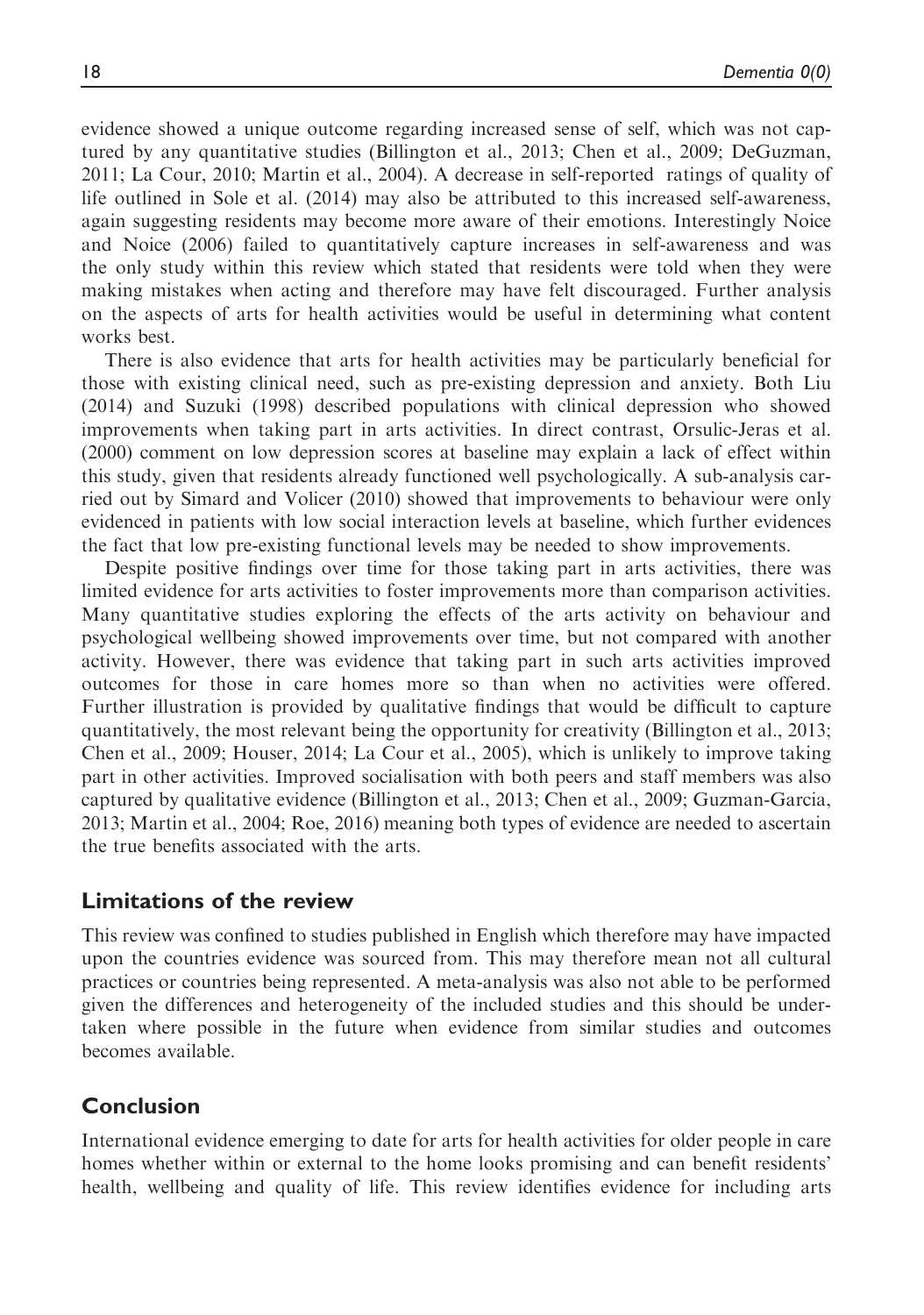evidence showed a unique outcome regarding increased sense of self, which was not captured by any quantitative studies (Billington et al., 2013; Chen et al., 2009; DeGuzman, 2011; La Cour, 2010; Martin et al., 2004). A decrease in self-reported ratings of quality of life outlined in Sole et al. (2014) may also be attributed to this increased self-awareness, again suggesting residents may become more aware of their emotions. Interestingly Noice and Noice (2006) failed to quantitatively capture increases in self-awareness and was the only study within this review which stated that residents were told when they were making mistakes when acting and therefore may have felt discouraged. Further analysis on the aspects of arts for health activities would be useful in determining what content works best.

There is also evidence that arts for health activities may be particularly beneficial for those with existing clinical need, such as pre-existing depression and anxiety. Both Liu (2014) and Suzuki (1998) described populations with clinical depression who showed improvements when taking part in arts activities. In direct contrast, Orsulic-Jeras et al. (2000) comment on low depression scores at baseline may explain a lack of effect within this study, given that residents already functioned well psychologically. A sub-analysis carried out by Simard and Volicer (2010) showed that improvements to behaviour were only evidenced in patients with low social interaction levels at baseline, which further evidences the fact that low pre-existing functional levels may be needed to show improvements.

Despite positive findings over time for those taking part in arts activities, there was limited evidence for arts activities to foster improvements more than comparison activities. Many quantitative studies exploring the effects of the arts activity on behaviour and psychological wellbeing showed improvements over time, but not compared with another activity. However, there was evidence that taking part in such arts activities improved outcomes for those in care homes more so than when no activities were offered. Further illustration is provided by qualitative findings that would be difficult to capture quantitatively, the most relevant being the opportunity for creativity (Billington et al., 2013; Chen et al., 2009; Houser, 2014; La Cour et al., 2005), which is unlikely to improve taking part in other activities. Improved socialisation with both peers and staff members was also captured by qualitative evidence (Billington et al., 2013; Chen et al., 2009; Guzman-Garcia, 2013; Martin et al., 2004; Roe, 2016) meaning both types of evidence are needed to ascertain the true benefits associated with the arts.

## Limitations of the review

This review was confined to studies published in English which therefore may have impacted upon the countries evidence was sourced from. This may therefore mean not all cultural practices or countries being represented. A meta-analysis was also not able to be performed given the differences and heterogeneity of the included studies and this should be undertaken where possible in the future when evidence from similar studies and outcomes becomes available.

## Conclusion

International evidence emerging to date for arts for health activities for older people in care homes whether within or external to the home looks promising and can benefit residents' health, wellbeing and quality of life. This review identifies evidence for including arts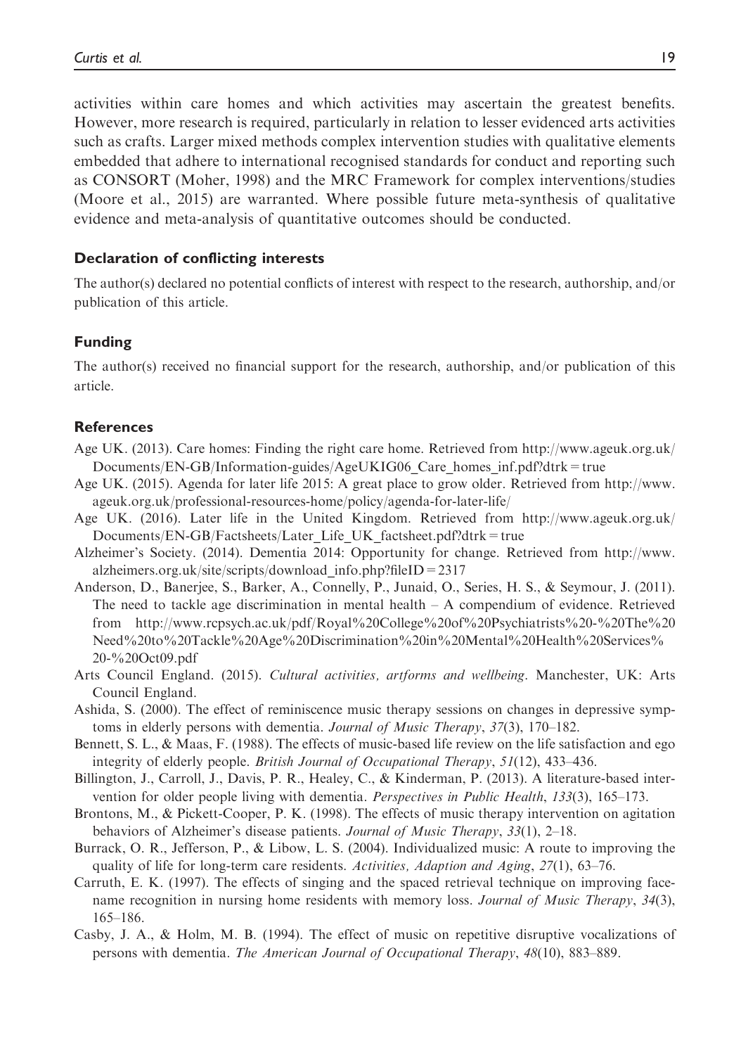activities within care homes and which activities may ascertain the greatest benefits. However, more research is required, particularly in relation to lesser evidenced arts activities such as crafts. Larger mixed methods complex intervention studies with qualitative elements embedded that adhere to international recognised standards for conduct and reporting such as CONSORT (Moher, 1998) and the MRC Framework for complex interventions/studies (Moore et al., 2015) are warranted. Where possible future meta-synthesis of qualitative evidence and meta-analysis of quantitative outcomes should be conducted.

### Declaration of conflicting interests

The author(s) declared no potential conflicts of interest with respect to the research, authorship, and/or publication of this article.

### Funding

The author(s) received no financial support for the research, authorship, and/or publication of this article.

### References

Age UK. (2013). Care homes: Finding the right care home. Retrieved from http://www.ageuk.org.uk/Documents/EN-GB/Information-guides/AgeUKIG06_Care_homes_inf.pdf?dtrk = true

Age UK. (2015). Agenda for later life 2015: A great place to grow older. Retrieved from http://www.ageuk.org.uk/professional-resources-home/policy/agenda-for-later-life/

Age UK. (2016). Later life in the United Kingdom. Retrieved from http://www.ageuk.org.uk/Documents/EN-GB/Factsheets/Later_Life_UK_factsheet.pdf?dtrk = true

Alzheimer's Society. (2014). Dementia 2014: Opportunity for change. Retrieved from http://www.alzheimers.org.uk/site/scripts/download_info.php?fileID = 2317

Anderson, D., Banerjee, S., Barker, A., Connelly, P., Junaid, O., Series, H. S., & Seymour, J. (2011). The need to tackle age discrimination in mental health – A compendium of evidence. Retrieved from http://www.rcpsych.ac.uk/pdf/Royal%20College%20of%20Psychiatrists%20-%20The%20Need%20to%20Tackle%20Age%20Discrimination%20in%20Mental%20Health%20Services%20-%20Oct09.pdf

Arts Council England. (2015). *Cultural activities, artforms and wellbeing*. Manchester, UK: Arts Council England.

Ashida, S. (2000). The effect of reminiscence music therapy sessions on changes in depressive symptoms in elderly persons with dementia. *Journal of Music Therapy*, *37*(3), 170–182.

Bennett, S. L., & Maas, F. (1988). The effects of music-based life review on the life satisfaction and ego integrity of elderly people. *British Journal of Occupational Therapy*, *51*(12), 433–436.

Billington, J., Carroll, J., Davis, P. R., Healey, C., & Kinderman, P. (2013). A literature-based intervention for older people living with dementia. *Perspectives in Public Health*, *133*(3), 165–173.

Brontons, M., & Pickett-Cooper, P. K. (1998). The effects of music therapy intervention on agitation behaviors of Alzheimer's disease patients. *Journal of Music Therapy*, *33*(1), 2–18.

Burrack, O. R., Jefferson, P., & Libow, L. S. (2004). Individualized music: A route to improving the quality of life for long-term care residents. *Activities, Adaption and Aging*, *27*(1), 63–76.

Carruth, E. K. (1997). The effects of singing and the spaced retrieval technique on improving face-name recognition in nursing home residents with memory loss. *Journal of Music Therapy*, *34*(3), 165–186.

Casby, J. A., & Holm, M. B. (1994). The effect of music on repetitive disruptive vocalizations of persons with dementia. *The American Journal of Occupational Therapy*, *48*(10), 883–889.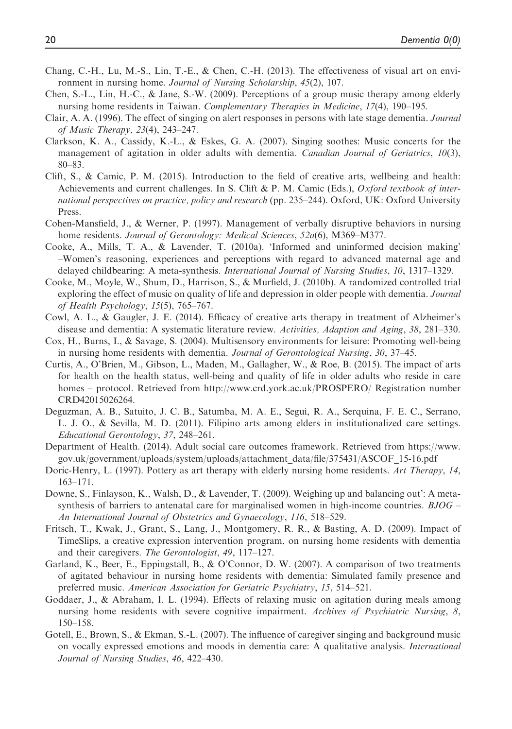Chang, C.-H., Lu, M.-S., Lin, T.-E., & Chen, C.-H. (2013). The effectiveness of visual art on environment in nursing home. *Journal of Nursing Scholarship*, *45*(2), 107.

Chen, S.-L., Lin, H.-C., & Jane, S.-W. (2009). Perceptions of a group music therapy among elderly nursing home residents in Taiwan. *Complementary Therapies in Medicine*, *17*(4), 190–195.

Clair, A. A. (1996). The effect of singing on alert responses in persons with late stage dementia. *Journal of Music Therapy*, *23*(4), 243–247.

Clarkson, K. A., Cassidy, K.-L., & Eskes, G. A. (2007). Singing soothes: Music concerts for the management of agitation in older adults with dementia. *Canadian Journal of Geriatrics*, *10*(3), 80–83.

Clift, S., & Camic, P. M. (2015). Introduction to the field of creative arts, wellbeing and health: Achievements and current challenges. In S. Clift & P. M. Camic (Eds.), *Oxford textbook of international perspectives on practice, policy and research* (pp. 235–244). Oxford, UK: Oxford University Press.

Cohen-Mansfield, J., & Werner, P. (1997). Management of verbally disruptive behaviors in nursing home residents. *Journal of Gerontology: Medical Sciences*, *52a*(6), M369–M377.

Cooke, A., Mills, T. A., & Lavender, T. (2010a). 'Informed and uninformed decision making' –Women's reasoning, experiences and perceptions with regard to advanced maternal age and delayed childbearing: A meta-synthesis. *International Journal of Nursing Studies*, *10*, 1317–1329.

Cooke, M., Moyle, W., Shum, D., Harrison, S., & Murfield, J. (2010b). A randomized controlled trial exploring the effect of music on quality of life and depression in older people with dementia. *Journal of Health Psychology*, *15*(5), 765–767.

Cowl, A. L., & Gaugler, J. E. (2014). Efficacy of creative arts therapy in treatment of Alzheimer's disease and dementia: A systematic literature review. *Activities, Adaption and Aging*, *38*, 281–330.

Cox, H., Burns, I., & Savage, S. (2004). Multisensory environments for leisure: Promoting well-being in nursing home residents with dementia. *Journal of Gerontological Nursing*, *30*, 37–45.

Curtis, A., O'Brien, M., Gibson, L., Maden, M., Gallagher, W., & Roe, B. (2015). The impact of arts for health on the health status, well-being and quality of life in older adults who reside in care homes – protocol. Retrieved from http://www.crd.york.ac.uk/PROSPERO/ Registration number CRD42015026264.

Deguzman, A. B., Satuito, J. C. B., Satumba, M. A. E., Segui, R. A., Serquina, F. E. C., Serrano, L. J. O., & Sevilla, M. D. (2011). Filipino arts among elders in institutionalized care settings. *Educational Gerontology*, *37*, 248–261.

Department of Health. (2014). Adult social care outcomes framework. Retrieved from https://www.gov.uk/government/uploads/system/uploads/attachment_data/file/375431/ASCOF_15-16.pdf

Doric-Henry, L. (1997). Pottery as art therapy with elderly nursing home residents. *Art Therapy*, *14*, 163–171.

Downe, S., Finlayson, K., Walsh, D., & Lavender, T. (2009). Weighing up and balancing out': A meta-synthesis of barriers to antenatal care for marginalised women in high-income countries. *BJOG – An International Journal of Obstetrics and Gynaecology*, *116*, 518–529.

Fritsch, T., Kwak, J., Grant, S., Lang, J., Montgomery, R. R., & Basting, A. D. (2009). Impact of TimeSlips, a creative expression intervention program, on nursing home residents with dementia and their caregivers. *The Gerontologist*, *49*, 117–127.

Garland, K., Beer, E., Eppingstall, B., & O'Connor, D. W. (2007). A comparison of two treatments of agitated behaviour in nursing home residents with dementia: Simulated family presence and preferred music. *American Association for Geriatric Psychiatry*, *15*, 514–521.

Goddaer, J., & Abraham, I. L. (1994). Effects of relaxing music on agitation during meals among nursing home residents with severe cognitive impairment. *Archives of Psychiatric Nursing*, *8*, 150–158.

Gotell, E., Brown, S., & Ekman, S.-L. (2007). The influence of caregiver singing and background music on vocally expressed emotions and moods in dementia care: A qualitative analysis. *International Journal of Nursing Studies*, *46*, 422–430.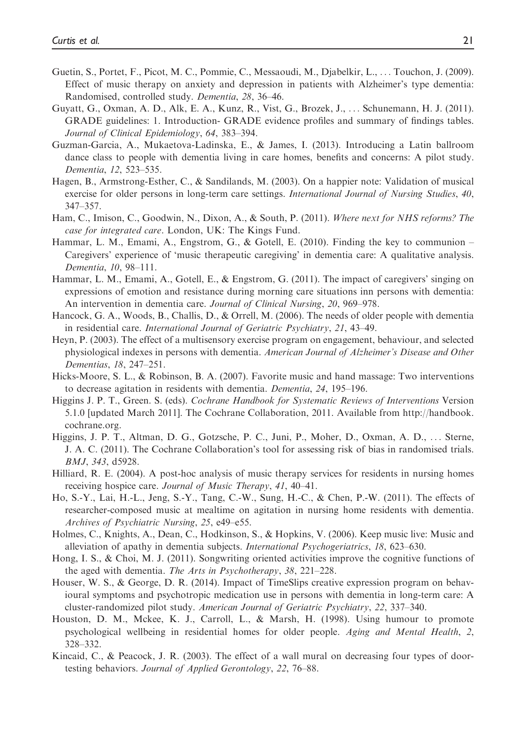Guetin, S., Portet, F., Picot, M. C., Pommie, C., Messaoudi, M., Djabelkir, L., ... Touchon, J. (2009). Effect of music therapy on anxiety and depression in patients with Alzheimer's type dementia: Randomised, controlled study. *Dementia*, *28*, 36–46.

Guyatt, G., Oxman, A. D., Alk, E. A., Kunz, R., Vist, G., Brozek, J., ... Schunemann, H. J. (2011). GRADE guidelines: 1. Introduction- GRADE evidence profiles and summary of findings tables. *Journal of Clinical Epidemiology*, *64*, 383–394.

Guzman-Garcia, A., Mukaetova-Ladinska, E., & James, I. (2013). Introducing a Latin ballroom dance class to people with dementia living in care homes, benefits and concerns: A pilot study. *Dementia*, *12*, 523–535.

Hagen, B., Armstrong-Esther, C., & Sandilands, M. (2003). On a happier note: Validation of musical exercise for older persons in long-term care settings. *International Journal of Nursing Studies*, *40*, 347–357.

Ham, C., Imison, C., Goodwin, N., Dixon, A., & South, P. (2011). *Where next for NHS reforms? The case for integrated care*. London, UK: The Kings Fund.

Hammar, L. M., Emami, A., Engstrom, G., & Gotell, E. (2010). Finding the key to communion – Caregivers' experience of 'music therapeutic caregiving' in dementia care: A qualitative analysis. *Dementia*, *10*, 98–111.

Hammar, L. M., Emami, A., Gotell, E., & Engstrom, G. (2011). The impact of caregivers' singing on expressions of emotion and resistance during morning care situations inn persons with dementia: An intervention in dementia care. *Journal of Clinical Nursing*, *20*, 969–978.

Hancock, G. A., Woods, B., Challis, D., & Orrell, M. (2006). The needs of older people with dementia in residential care. *International Journal of Geriatric Psychiatry*, *21*, 43–49.

Heyn, P. (2003). The effect of a multisensory exercise program on engagement, behaviour, and selected physiological indexes in persons with dementia. *American Journal of Alzheimer's Disease and Other Dementias*, *18*, 247–251.

Hicks-Moore, S. L., & Robinson, B. A. (2007). Favorite music and hand massage: Two interventions to decrease agitation in residents with dementia. *Dementia*, *24*, 195–196.

Higgins J. P. T., Green. S. (eds). *Cochrane Handbook for Systematic Reviews of Interventions* Version 5.1.0 [updated March 2011]. The Cochrane Collaboration, 2011. Available from http://handbook.cochrane.org.

Higgins, J. P. T., Altman, D. G., Gotzsche, P. C., Juni, P., Moher, D., Oxman, A. D., ... Sterne, J. A. C. (2011). The Cochrane Collaboration's tool for assessing risk of bias in randomised trials. *BMJ*, *343*, d5928.

Hilliard, R. E. (2004). A post-hoc analysis of music therapy services for residents in nursing homes receiving hospice care. *Journal of Music Therapy*, *41*, 40–41.

Ho, S.-Y., Lai, H.-L., Jeng, S.-Y., Tang, C.-W., Sung, H.-C., & Chen, P.-W. (2011). The effects of researcher-composed music at mealtime on agitation in nursing home residents with dementia. *Archives of Psychiatric Nursing*, *25*, e49–e55.

Holmes, C., Knights, A., Dean, C., Hodkinson, S., & Hopkins, V. (2006). Keep music live: Music and alleviation of apathy in dementia subjects. *International Psychogeriatrics*, *18*, 623–630.

Hong, I. S., & Choi, M. J. (2011). Songwriting oriented activities improve the cognitive functions of the aged with dementia. *The Arts in Psychotherapy*, *38*, 221–228.

Houser, W. S., & George, D. R. (2014). Impact of TimeSlips creative expression program on behavioural symptoms and psychotropic medication use in persons with dementia in long-term care: A cluster-randomized pilot study. *American Journal of Geriatric Psychiatry*, *22*, 337–340.

Houston, D. M., Mckee, K. J., Carroll, L., & Marsh, H. (1998). Using humour to promote psychological wellbeing in residential homes for older people. *Aging and Mental Health*, *2*, 328–332.

Kincaid, C., & Peacock, J. R. (2003). The effect of a wall mural on decreasing four types of door-testing behaviors. *Journal of Applied Gerontology*, *22*, 76–88.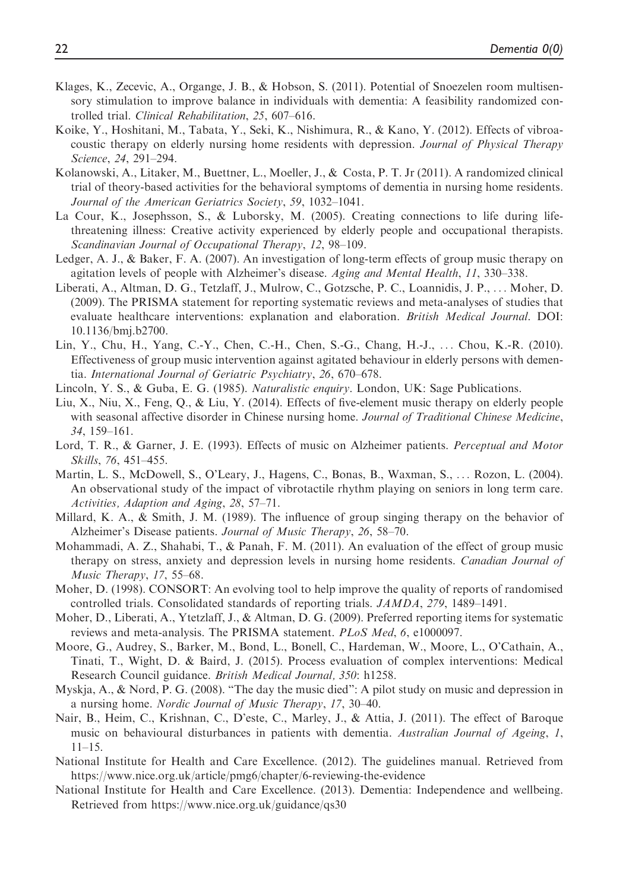Klages, K., Zecevic, A., Organge, J. B., & Hobson, S. (2011). Potential of Snoezelen room multisensory stimulation to improve balance in individuals with dementia: A feasibility randomized controlled trial. *Clinical Rehabilitation*, *25*, 607–616.

Koike, Y., Hoshitani, M., Tabata, Y., Seki, K., Nishimura, R., & Kano, Y. (2012). Effects of vibroacoustic therapy on elderly nursing home residents with depression. *Journal of Physical Therapy Science*, *24*, 291–294.

Kolanowski, A., Litaker, M., Buettner, L., Moeller, J., & Costa, P. T. Jr (2011). A randomized clinical trial of theory-based activities for the behavioral symptoms of dementia in nursing home residents. *Journal of the American Geriatrics Society*, *59*, 1032–1041.

La Cour, K., Josephsson, S., & Luborsky, M. (2005). Creating connections to life during life-threatening illness: Creative activity experienced by elderly people and occupational therapists. *Scandinavian Journal of Occupational Therapy*, *12*, 98–109.

Ledger, A. J., & Baker, F. A. (2007). An investigation of long-term effects of group music therapy on agitation levels of people with Alzheimer's disease. *Aging and Mental Health*, *11*, 330–338.

Liberati, A., Altman, D. G., Tetzlaff, J., Mulrow, C., Gotzsche, P. C., Loannidis, J. P., … Moher, D. (2009). The PRISMA statement for reporting systematic reviews and meta-analyses of studies that evaluate healthcare interventions: explanation and elaboration. *British Medical Journal*. DOI: 10.1136/bmj.b2700.

Lin, Y., Chu, H., Yang, C.-Y., Chen, C.-H., Chen, S.-G., Chang, H.-J., … Chou, K.-R. (2010). Effectiveness of group music intervention against agitated behaviour in elderly persons with dementia. *International Journal of Geriatric Psychiatry*, *26*, 670–678.

Lincoln, Y. S., & Guba, E. G. (1985). *Naturalistic enquiry*. London, UK: Sage Publications.

Liu, X., Niu, X., Feng, Q., & Liu, Y. (2014). Effects of five-element music therapy on elderly people with seasonal affective disorder in Chinese nursing home. *Journal of Traditional Chinese Medicine*, *34*, 159–161.

Lord, T. R., & Garner, J. E. (1993). Effects of music on Alzheimer patients. *Perceptual and Motor Skills*, *76*, 451–455.

Martin, L. S., McDowell, S., O'Leary, J., Hagens, C., Bonas, B., Waxman, S., … Rozon, L. (2004). An observational study of the impact of vibrotactile rhythm playing on seniors in long term care. *Activities, Adaption and Aging*, *28*, 57–71.

Millard, K. A., & Smith, J. M. (1989). The influence of group singing therapy on the behavior of Alzheimer's Disease patients. *Journal of Music Therapy*, *26*, 58–70.

Mohammadi, A. Z., Shahabi, T., & Panah, F. M. (2011). An evaluation of the effect of group music therapy on stress, anxiety and depression levels in nursing home residents. *Canadian Journal of Music Therapy*, *17*, 55–68.

Moher, D. (1998). CONSORT: An evolving tool to help improve the quality of reports of randomised controlled trials. Consolidated standards of reporting trials. *JAMDA*, *279*, 1489–1491.

Moher, D., Liberati, A., Ytetzlaff, J., & Altman, D. G. (2009). Preferred reporting items for systematic reviews and meta-analysis. The PRISMA statement. *PLoS Med*, *6*, e1000097.

Moore, G., Audrey, S., Barker, M., Bond, L., Bonell, C., Hardeman, W., Moore, L., O'Cathain, A., Tinati, T., Wight, D. & Baird, J. (2015). Process evaluation of complex interventions: Medical Research Council guidance. *British Medical Journal, 350*: h1258.

Myskja, A., & Nord, P. G. (2008). "The day the music died": A pilot study on music and depression in a nursing home. *Nordic Journal of Music Therapy*, *17*, 30–40.

Nair, B., Heim, C., Krishnan, C., D'este, C., Marley, J., & Attia, J. (2011). The effect of Baroque music on behavioural disturbances in patients with dementia. *Australian Journal of Ageing*, *1*, 11–15.

National Institute for Health and Care Excellence. (2012). The guidelines manual. Retrieved from https://www.nice.org.uk/article/pmg6/chapter/6-reviewing-the-evidence

National Institute for Health and Care Excellence. (2013). Dementia: Independence and wellbeing. Retrieved from https://www.nice.org.uk/guidance/qs30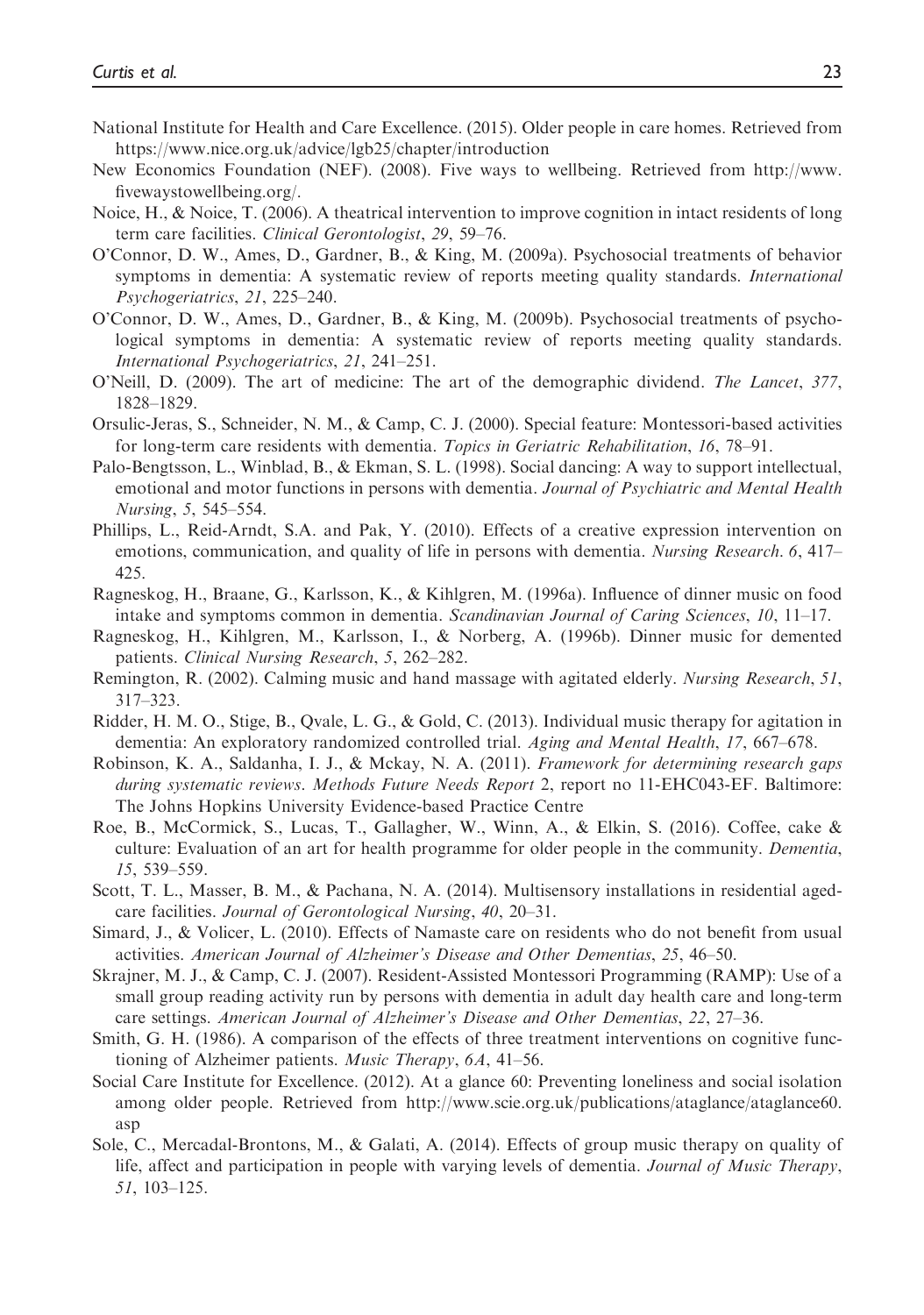National Institute for Health and Care Excellence. (2015). Older people in care homes. Retrieved from https://www.nice.org.uk/advice/lgb25/chapter/introduction

New Economics Foundation (NEF). (2008). Five ways to wellbeing. Retrieved from http://www.fivewaystowellbeing.org/.

Noice, H., & Noice, T. (2006). A theatrical intervention to improve cognition in intact residents of long term care facilities. *Clinical Gerontologist*, *29*, 59–76.

O'Connor, D. W., Ames, D., Gardner, B., & King, M. (2009a). Psychosocial treatments of behavior symptoms in dementia: A systematic review of reports meeting quality standards. *International Psychogeriatrics*, *21*, 225–240.

O'Connor, D. W., Ames, D., Gardner, B., & King, M. (2009b). Psychosocial treatments of psychological symptoms in dementia: A systematic review of reports meeting quality standards. *International Psychogeriatrics*, *21*, 241–251.

O'Neill, D. (2009). The art of medicine: The art of the demographic dividend. *The Lancet*, *377*, 1828–1829.

Orsulic-Jeras, S., Schneider, N. M., & Camp, C. J. (2000). Special feature: Montessori-based activities for long-term care residents with dementia. *Topics in Geriatric Rehabilitation*, *16*, 78–91.

Palo-Bengtsson, L., Winblad, B., & Ekman, S. L. (1998). Social dancing: A way to support intellectual, emotional and motor functions in persons with dementia. *Journal of Psychiatric and Mental Health Nursing*, *5*, 545–554.

Phillips, L., Reid-Arndt, S.A. and Pak, Y. (2010). Effects of a creative expression intervention on emotions, communication, and quality of life in persons with dementia. *Nursing Research*. *6*, 417–425.

Ragneskog, H., Braane, G., Karlsson, K., & Kihlgren, M. (1996a). Influence of dinner music on food intake and symptoms common in dementia. *Scandinavian Journal of Caring Sciences*, *10*, 11–17.

Ragneskog, H., Kihlgren, M., Karlsson, I., & Norberg, A. (1996b). Dinner music for demented patients. *Clinical Nursing Research*, *5*, 262–282.

Remington, R. (2002). Calming music and hand massage with agitated elderly. *Nursing Research*, *51*, 317–323.

Ridder, H. M. O., Stige, B., Qvale, L. G., & Gold, C. (2013). Individual music therapy for agitation in dementia: An exploratory randomized controlled trial. *Aging and Mental Health*, *17*, 667–678.

Robinson, K. A., Saldanha, I. J., & Mckay, N. A. (2011). *Framework for determining research gaps during systematic reviews*. *Methods Future Needs Report* 2, report no 11-EHC043-EF. Baltimore: The Johns Hopkins University Evidence-based Practice Centre

Roe, B., McCormick, S., Lucas, T., Gallagher, W., Winn, A., & Elkin, S. (2016). Coffee, cake & culture: Evaluation of an art for health programme for older people in the community. *Dementia*, *15*, 539–559.

Scott, T. L., Masser, B. M., & Pachana, N. A. (2014). Multisensory installations in residential aged-care facilities. *Journal of Gerontological Nursing*, *40*, 20–31.

Simard, J., & Volicer, L. (2010). Effects of Namaste care on residents who do not benefit from usual activities. *American Journal of Alzheimer's Disease and Other Dementias*, *25*, 46–50.

Skrajner, M. J., & Camp, C. J. (2007). Resident-Assisted Montessori Programming (RAMP): Use of a small group reading activity run by persons with dementia in adult day health care and long-term care settings. *American Journal of Alzheimer's Disease and Other Dementias*, *22*, 27–36.

Smith, G. H. (1986). A comparison of the effects of three treatment interventions on cognitive functioning of Alzheimer patients. *Music Therapy*, *6A*, 41–56.

Social Care Institute for Excellence. (2012). At a glance 60: Preventing loneliness and social isolation among older people. Retrieved from http://www.scie.org.uk/publications/ataglance/ataglance60.asp

Sole, C., Mercadal-Brontons, M., & Galati, A. (2014). Effects of group music therapy on quality of life, affect and participation in people with varying levels of dementia. *Journal of Music Therapy*, *51*, 103–125.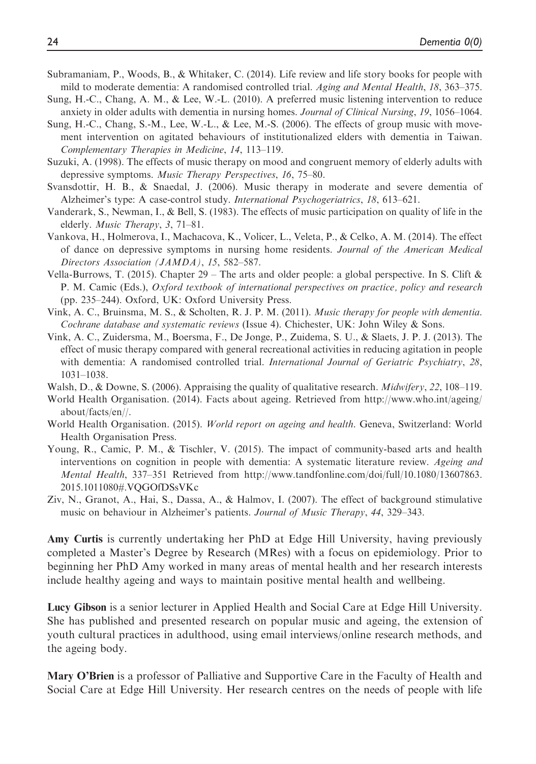Subramaniam, P., Woods, B., & Whitaker, C. (2014). Life review and life story books for people with mild to moderate dementia: A randomised controlled trial. *Aging and Mental Health*, *18*, 363–375.

Sung, H.-C., Chang, A. M., & Lee, W.-L. (2010). A preferred music listening intervention to reduce anxiety in older adults with dementia in nursing homes. *Journal of Clinical Nursing*, *19*, 1056–1064.

Sung, H.-C., Chang, S.-M., Lee, W.-L., & Lee, M.-S. (2006). The effects of group music with movement intervention on agitated behaviours of institutionalized elders with dementia in Taiwan. *Complementary Therapies in Medicine*, *14*, 113–119.

Suzuki, A. (1998). The effects of music therapy on mood and congruent memory of elderly adults with depressive symptoms. *Music Therapy Perspectives*, *16*, 75–80.

Svansdottir, H. B., & Snaedal, J. (2006). Music therapy in moderate and severe dementia of Alzheimer's type: A case-control study. *International Psychogeriatrics*, *18*, 613–621.

Vanderark, S., Newman, I., & Bell, S. (1983). The effects of music participation on quality of life in the elderly. *Music Therapy*, *3*, 71–81.

Vankova, H., Holmerova, I., Machacova, K., Volicer, L., Veleta, P., & Celko, A. M. (2014). The effect of dance on depressive symptoms in nursing home residents. *Journal of the American Medical Directors Association (JAMDA)*, *15*, 582–587.

Vella-Burrows, T. (2015). Chapter 29 – The arts and older people: a global perspective. In S. Clift & P. M. Camic (Eds.), *Oxford textbook of international perspectives on practice, policy and research* (pp. 235–244). Oxford, UK: Oxford University Press.

Vink, A. C., Bruinsma, M. S., & Scholten, R. J. P. M. (2011). *Music therapy for people with dementia. Cochrane database and systematic reviews* (Issue 4). Chichester, UK: John Wiley & Sons.

Vink, A. C., Zuidersma, M., Boersma, F., De Jonge, P., Zuidema, S. U., & Slaets, J. P. J. (2013). The effect of music therapy compared with general recreational activities in reducing agitation in people with dementia: A randomised controlled trial. *International Journal of Geriatric Psychiatry*, *28*, 1031–1038.

Walsh, D., & Downe, S. (2006). Appraising the quality of qualitative research. *Midwifery*, *22*, 108–119.

World Health Organisation. (2014). Facts about ageing. Retrieved from http://www.who.int/ageing/about/facts/en//.

World Health Organisation. (2015). *World report on ageing and health*. Geneva, Switzerland: World Health Organisation Press.

Young, R., Camic, P. M., & Tischler, V. (2015). The impact of community-based arts and health interventions on cognition in people with dementia: A systematic literature review. *Ageing and Mental Health*, 337–351 Retrieved from http://www.tandfonline.com/doi/full/10.1080/13607863.2015.1011080#.VQGOfDSsVKc

Ziv, N., Granot, A., Hai, S., Dassa, A., & Halmov, I. (2007). The effect of background stimulative music on behaviour in Alzheimer's patients. *Journal of Music Therapy*, *44*, 329–343.

**Amy Curtis** is currently undertaking her PhD at Edge Hill University, having previously completed a Master's Degree by Research (MRes) with a focus on epidemiology. Prior to beginning her PhD Amy worked in many areas of mental health and her research interests include healthy ageing and ways to maintain positive mental health and wellbeing.

**Lucy Gibson** is a senior lecturer in Applied Health and Social Care at Edge Hill University. She has published and presented research on popular music and ageing, the extension of youth cultural practices in adulthood, using email interviews/online research methods, and the ageing body.

**Mary O'Brien** is a professor of Palliative and Supportive Care in the Faculty of Health and Social Care at Edge Hill University. Her research centres on the needs of people with life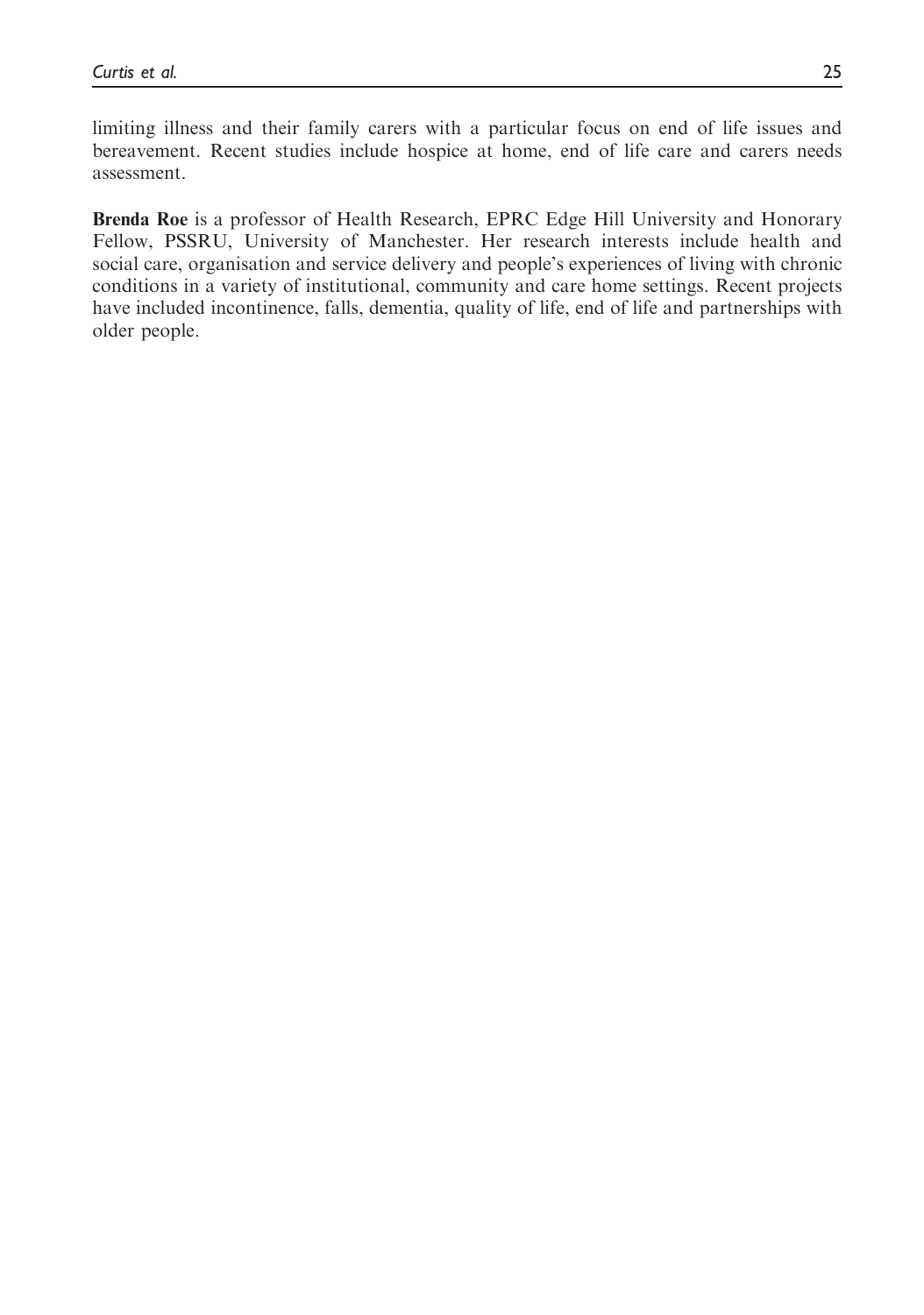limiting illness and their family carers with a particular focus on end of life issues and bereavement. Recent studies include hospice at home, end of life care and carers needs assessment.

**Brenda Roe** is a professor of Health Research, EPRC Edge Hill University and Honorary Fellow, PSSRU, University of Manchester. Her research interests include health and social care, organisation and service delivery and people's experiences of living with chronic conditions in a variety of institutional, community and care home settings. Recent projects have included incontinence, falls, dementia, quality of life, end of life and partnerships with older people.